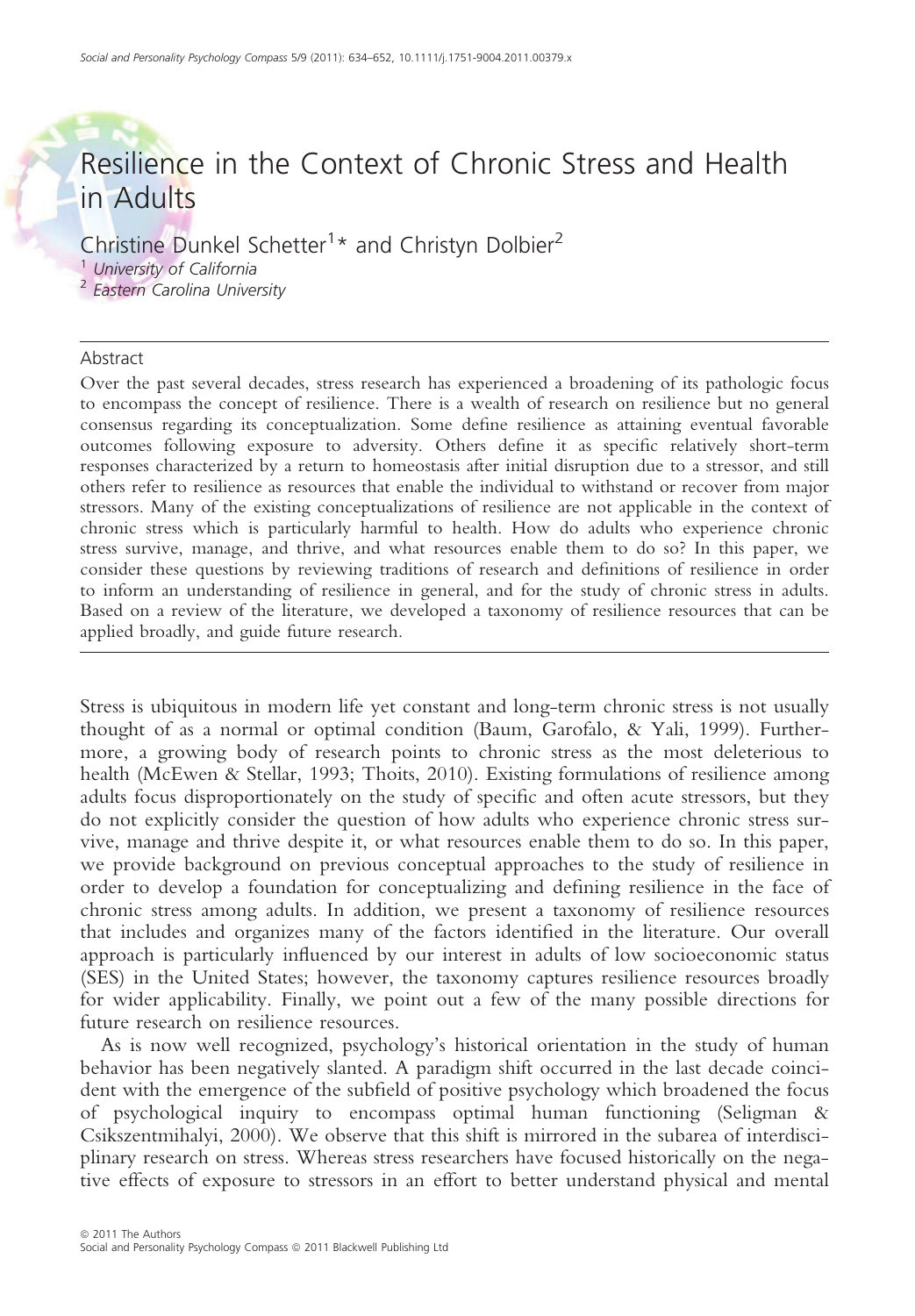# Resilience in the Context of Chronic Stress and Health in Adults

Christine Dunkel Schetter[1]* and Christyn Dolbier[2]

[1] *University of California*
[2] *Eastern Carolina University*

## Abstract

Over the past several decades, stress research has experienced a broadening of its pathologic focus to encompass the concept of resilience. There is a wealth of research on resilience but no general consensus regarding its conceptualization. Some define resilience as attaining eventual favorable outcomes following exposure to adversity. Others define it as specific relatively short-term responses characterized by a return to homeostasis after initial disruption due to a stressor, and still others refer to resilience as resources that enable the individual to withstand or recover from major stressors. Many of the existing conceptualizations of resilience are not applicable in the context of chronic stress which is particularly harmful to health. How do adults who experience chronic stress survive, manage, and thrive, and what resources enable them to do so? In this paper, we consider these questions by reviewing traditions of research and definitions of resilience in order to inform an understanding of resilience in general, and for the study of chronic stress in adults. Based on a review of the literature, we developed a taxonomy of resilience resources that can be applied broadly, and guide future research.

Stress is ubiquitous in modern life yet constant and long-term chronic stress is not usually thought of as a normal or optimal condition (Baum, Garofalo, & Yali, 1999). Furthermore, a growing body of research points to chronic stress as the most deleterious to health (McEwen & Stellar, 1993; Thoits, 2010). Existing formulations of resilience among adults focus disproportionately on the study of specific and often acute stressors, but they do not explicitly consider the question of how adults who experience chronic stress survive, manage and thrive despite it, or what resources enable them to do so. In this paper, we provide background on previous conceptual approaches to the study of resilience in order to develop a foundation for conceptualizing and defining resilience in the face of chronic stress among adults. In addition, we present a taxonomy of resilience resources that includes and organizes many of the factors identified in the literature. Our overall approach is particularly influenced by our interest in adults of low socioeconomic status (SES) in the United States; however, the taxonomy captures resilience resources broadly for wider applicability. Finally, we point out a few of the many possible directions for future research on resilience resources.

As is now well recognized, psychology's historical orientation in the study of human behavior has been negatively slanted. A paradigm shift occurred in the last decade coincident with the emergence of the subfield of positive psychology which broadened the focus of psychological inquiry to encompass optimal human functioning (Seligman & Csikszentmihalyi, 2000). We observe that this shift is mirrored in the subarea of interdisciplinary research on stress. Whereas stress researchers have focused historically on the negative effects of exposure to stressors in an effort to better understand physical and mental

© 2011 The Authors
Social and Personality Psychology Compass © 2011 Blackwell Publishing Ltd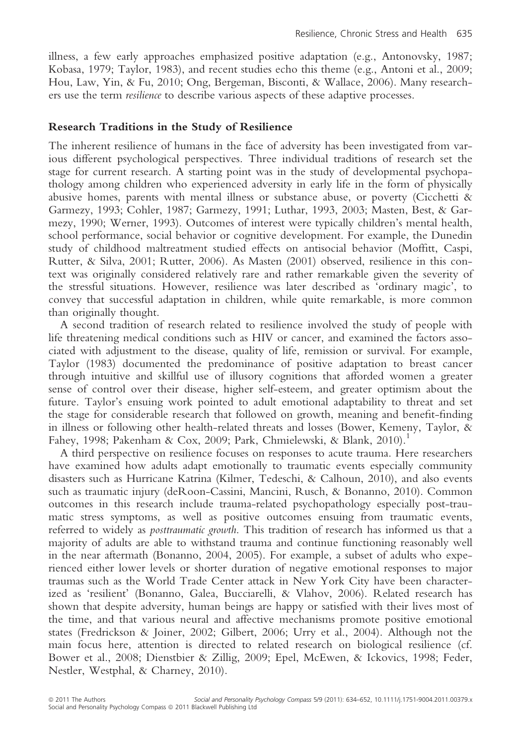illness, a few early approaches emphasized positive adaptation (e.g., Antonovsky, 1987; Kobasa, 1979; Taylor, 1983), and recent studies echo this theme (e.g., Antoni et al., 2009; Hou, Law, Yin, & Fu, 2010; Ong, Bergeman, Bisconti, & Wallace, 2006). Many researchers use the term *resilience* to describe various aspects of these adaptive processes.

## Research Traditions in the Study of Resilience

The inherent resilience of humans in the face of adversity has been investigated from various different psychological perspectives. Three individual traditions of research set the stage for current research. A starting point was in the study of developmental psychopathology among children who experienced adversity in early life in the form of physically abusive homes, parents with mental illness or substance abuse, or poverty (Cicchetti & Garmezy, 1993; Cohler, 1987; Garmezy, 1991; Luthar, 1993, 2003; Masten, Best, & Garmezy, 1990; Werner, 1993). Outcomes of interest were typically children's mental health, school performance, social behavior or cognitive development. For example, the Dunedin study of childhood maltreatment studied effects on antisocial behavior (Moffitt, Caspi, Rutter, & Silva, 2001; Rutter, 2006). As Masten (2001) observed, resilience in this context was originally considered relatively rare and rather remarkable given the severity of the stressful situations. However, resilience was later described as 'ordinary magic', to convey that successful adaptation in children, while quite remarkable, is more common than originally thought.

A second tradition of research related to resilience involved the study of people with life threatening medical conditions such as HIV or cancer, and examined the factors associated with adjustment to the disease, quality of life, remission or survival. For example, Taylor (1983) documented the predominance of positive adaptation to breast cancer through intuitive and skillful use of illusory cognitions that afforded women a greater sense of control over their disease, higher self-esteem, and greater optimism about the future. Taylor's ensuing work pointed to adult emotional adaptability to threat and set the stage for considerable research that followed on growth, meaning and benefit-finding in illness or following other health-related threats and losses (Bower, Kemeny, Taylor, & Fahey, 1998; Pakenham & Cox, 2009; Park, Chmielewski, & Blank, 2010).[1]

A third perspective on resilience focuses on responses to acute trauma. Here researchers have examined how adults adapt emotionally to traumatic events especially community disasters such as Hurricane Katrina (Kilmer, Tedeschi, & Calhoun, 2010), and also events such as traumatic injury (deRoon-Cassini, Mancini, Rusch, & Bonanno, 2010). Common outcomes in this research include trauma-related psychopathology especially post-traumatic stress symptoms, as well as positive outcomes ensuing from traumatic events, referred to widely as *posttraumatic growth*. This tradition of research has informed us that a majority of adults are able to withstand trauma and continue functioning reasonably well in the near aftermath (Bonanno, 2004, 2005). For example, a subset of adults who experienced either lower levels or shorter duration of negative emotional responses to major traumas such as the World Trade Center attack in New York City have been characterized as 'resilient' (Bonanno, Galea, Bucciarelli, & Vlahov, 2006). Related research has shown that despite adversity, human beings are happy or satisfied with their lives most of the time, and that various neural and affective mechanisms promote positive emotional states (Fredrickson & Joiner, 2002; Gilbert, 2006; Urry et al., 2004). Although not the main focus here, attention is directed to related research on biological resilience (cf. Bower et al., 2008; Dienstbier & Zillig, 2009; Epel, McEwen, & Ickovics, 1998; Feder, Nestler, Westphal, & Charney, 2010).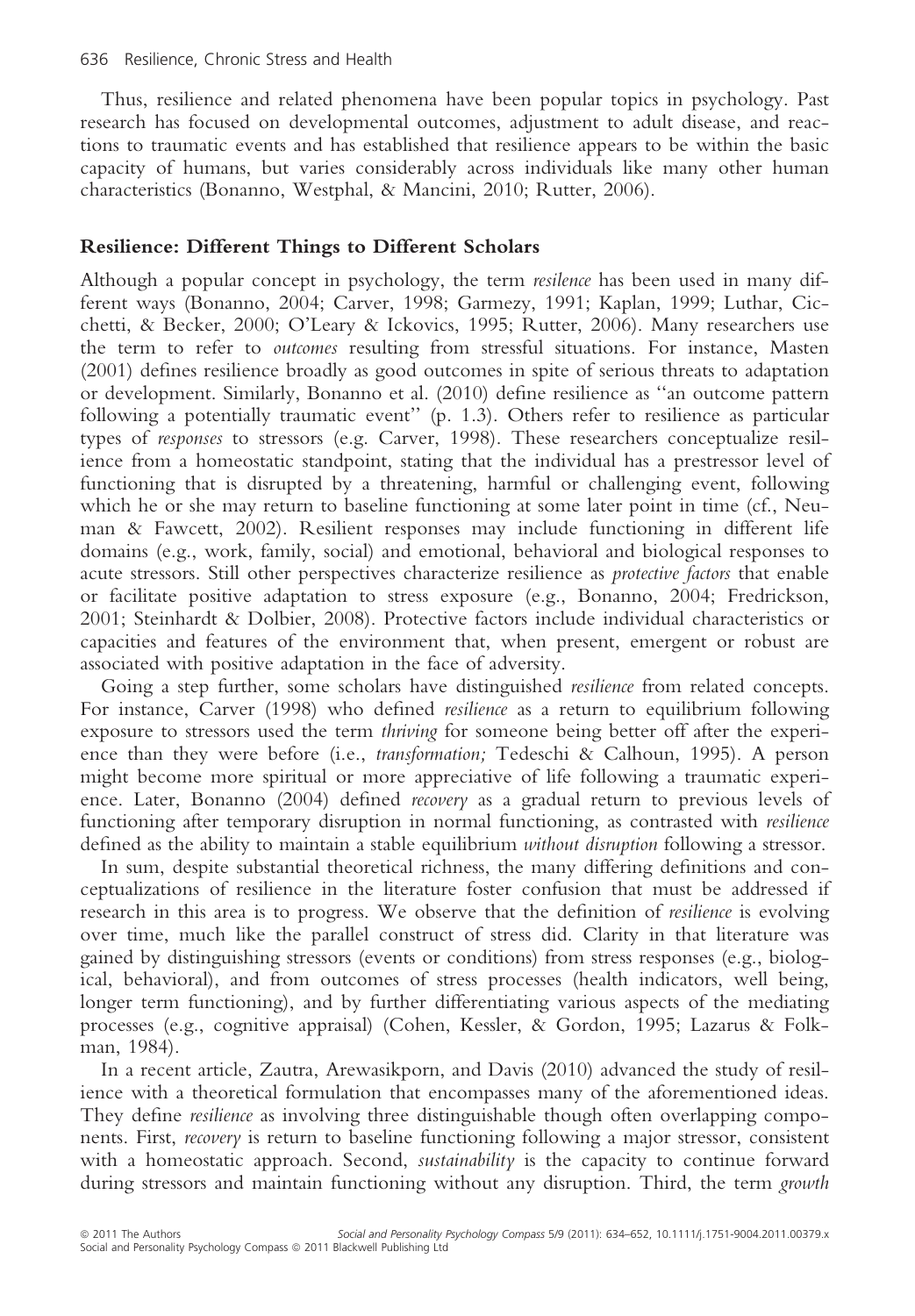Thus, resilience and related phenomena have been popular topics in psychology. Past research has focused on developmental outcomes, adjustment to adult disease, and reactions to traumatic events and has established that resilience appears to be within the basic capacity of humans, but varies considerably across individuals like many other human characteristics (Bonanno, Westphal, & Mancini, 2010; Rutter, 2006).

## Resilience: Different Things to Different Scholars

Although a popular concept in psychology, the term *resilence* has been used in many different ways (Bonanno, 2004; Carver, 1998; Garmezy, 1991; Kaplan, 1999; Luthar, Cicchetti, & Becker, 2000; O'Leary & Ickovics, 1995; Rutter, 2006). Many researchers use the term to refer to *outcomes* resulting from stressful situations. For instance, Masten (2001) defines resilience broadly as good outcomes in spite of serious threats to adaptation or development. Similarly, Bonanno et al. (2010) define resilience as "an outcome pattern following a potentially traumatic event" (p. 1.3). Others refer to resilience as particular types of *responses* to stressors (e.g. Carver, 1998). These researchers conceptualize resilience from a homeostatic standpoint, stating that the individual has a prestressor level of functioning that is disrupted by a threatening, harmful or challenging event, following which he or she may return to baseline functioning at some later point in time (cf., Neuman & Fawcett, 2002). Resilient responses may include functioning in different life domains (e.g., work, family, social) and emotional, behavioral and biological responses to acute stressors. Still other perspectives characterize resilience as *protective factors* that enable or facilitate positive adaptation to stress exposure (e.g., Bonanno, 2004; Fredrickson, 2001; Steinhardt & Dolbier, 2008). Protective factors include individual characteristics or capacities and features of the environment that, when present, emergent or robust are associated with positive adaptation in the face of adversity.

Going a step further, some scholars have distinguished *resilience* from related concepts. For instance, Carver (1998) who defined *resilience* as a return to equilibrium following exposure to stressors used the term *thriving* for someone being better off after the experience than they were before (i.e., *transformation;* Tedeschi & Calhoun, 1995). A person might become more spiritual or more appreciative of life following a traumatic experience. Later, Bonanno (2004) defined *recovery* as a gradual return to previous levels of functioning after temporary disruption in normal functioning, as contrasted with *resilience* defined as the ability to maintain a stable equilibrium *without disruption* following a stressor.

In sum, despite substantial theoretical richness, the many differing definitions and conceptualizations of resilience in the literature foster confusion that must be addressed if research in this area is to progress. We observe that the definition of *resilience* is evolving over time, much like the parallel construct of stress did. Clarity in that literature was gained by distinguishing stressors (events or conditions) from stress responses (e.g., biological, behavioral), and from outcomes of stress processes (health indicators, well being, longer term functioning), and by further differentiating various aspects of the mediating processes (e.g., cognitive appraisal) (Cohen, Kessler, & Gordon, 1995; Lazarus & Folkman, 1984).

In a recent article, Zautra, Arewasikporn, and Davis (2010) advanced the study of resilience with a theoretical formulation that encompasses many of the aforementioned ideas. They define *resilience* as involving three distinguishable though often overlapping components. First, *recovery* is return to baseline functioning following a major stressor, consistent with a homeostatic approach. Second, *sustainability* is the capacity to continue forward during stressors and maintain functioning without any disruption. Third, the term *growth*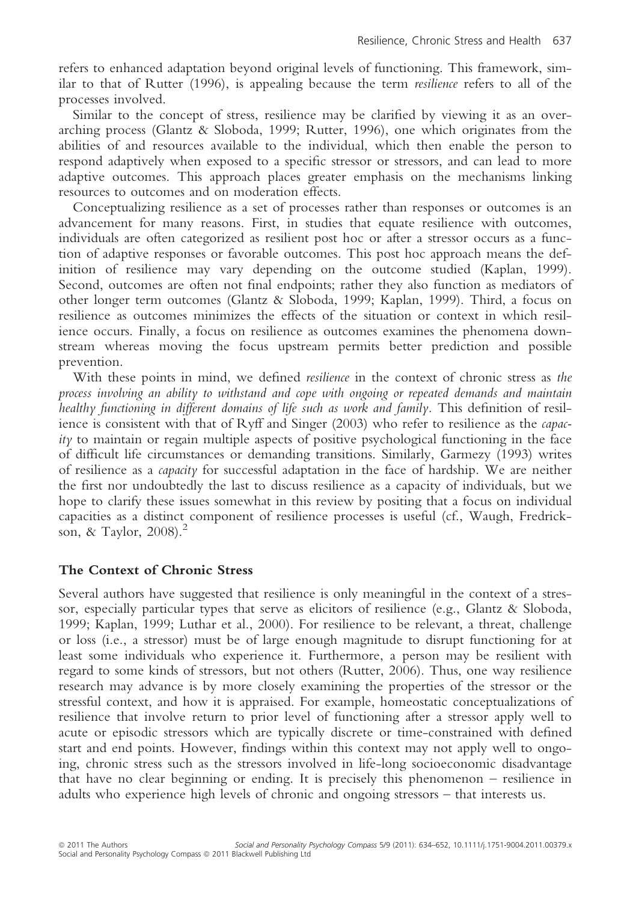refers to enhanced adaptation beyond original levels of functioning. This framework, similar to that of Rutter (1996), is appealing because the term *resilience* refers to all of the processes involved.

Similar to the concept of stress, resilience may be clarified by viewing it as an overarching process (Glantz & Sloboda, 1999; Rutter, 1996), one which originates from the abilities of and resources available to the individual, which then enable the person to respond adaptively when exposed to a specific stressor or stressors, and can lead to more adaptive outcomes. This approach places greater emphasis on the mechanisms linking resources to outcomes and on moderation effects.

Conceptualizing resilience as a set of processes rather than responses or outcomes is an advancement for many reasons. First, in studies that equate resilience with outcomes, individuals are often categorized as resilient post hoc or after a stressor occurs as a function of adaptive responses or favorable outcomes. This post hoc approach means the definition of resilience may vary depending on the outcome studied (Kaplan, 1999). Second, outcomes are often not final endpoints; rather they also function as mediators of other longer term outcomes (Glantz & Sloboda, 1999; Kaplan, 1999). Third, a focus on resilience as outcomes minimizes the effects of the situation or context in which resilience occurs. Finally, a focus on resilience as outcomes examines the phenomena downstream whereas moving the focus upstream permits better prediction and possible prevention.

With these points in mind, we defined *resilience* in the context of chronic stress as *the process involving an ability to withstand and cope with ongoing or repeated demands and maintain healthy functioning in different domains of life such as work and family*. This definition of resilience is consistent with that of Ryff and Singer (2003) who refer to resilience as the *capacity* to maintain or regain multiple aspects of positive psychological functioning in the face of difficult life circumstances or demanding transitions. Similarly, Garmezy (1993) writes of resilience as a *capacity* for successful adaptation in the face of hardship. We are neither the first nor undoubtedly the last to discuss resilience as a capacity of individuals, but we hope to clarify these issues somewhat in this review by positing that a focus on individual capacities as a distinct component of resilience processes is useful (cf., Waugh, Fredrickson, & Taylor, 2008).[2]

## The Context of Chronic Stress

Several authors have suggested that resilience is only meaningful in the context of a stressor, especially particular types that serve as elicitors of resilience (e.g., Glantz & Sloboda, 1999; Kaplan, 1999; Luthar et al., 2000). For resilience to be relevant, a threat, challenge or loss (i.e., a stressor) must be of large enough magnitude to disrupt functioning for at least some individuals who experience it. Furthermore, a person may be resilient with regard to some kinds of stressors, but not others (Rutter, 2006). Thus, one way resilience research may advance is by more closely examining the properties of the stressor or the stressful context, and how it is appraised. For example, homeostatic conceptualizations of resilience that involve return to prior level of functioning after a stressor apply well to acute or episodic stressors which are typically discrete or time-constrained with defined start and end points. However, findings within this context may not apply well to ongoing, chronic stress such as the stressors involved in life-long socioeconomic disadvantage that have no clear beginning or ending. It is precisely this phenomenon – resilience in adults who experience high levels of chronic and ongoing stressors – that interests us.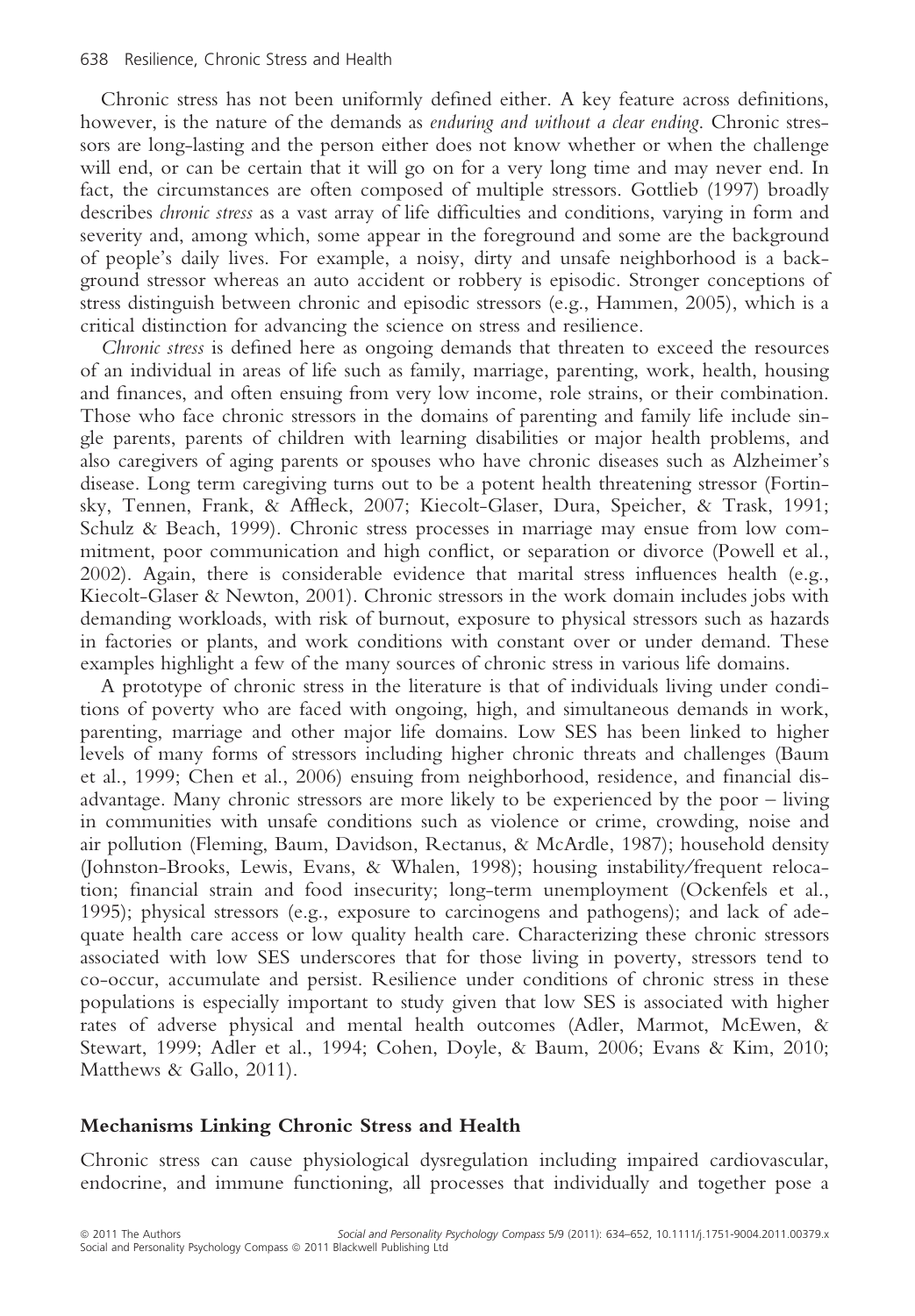Chronic stress has not been uniformly defined either. A key feature across definitions, however, is the nature of the demands as *enduring and without a clear ending*. Chronic stressors are long-lasting and the person either does not know whether or when the challenge will end, or can be certain that it will go on for a very long time and may never end. In fact, the circumstances are often composed of multiple stressors. Gottlieb (1997) broadly describes *chronic stress* as a vast array of life difficulties and conditions, varying in form and severity and, among which, some appear in the foreground and some are the background of people's daily lives. For example, a noisy, dirty and unsafe neighborhood is a background stressor whereas an auto accident or robbery is episodic. Stronger conceptions of stress distinguish between chronic and episodic stressors (e.g., Hammen, 2005), which is a critical distinction for advancing the science on stress and resilience.

*Chronic stress* is defined here as ongoing demands that threaten to exceed the resources of an individual in areas of life such as family, marriage, parenting, work, health, housing and finances, and often ensuing from very low income, role strains, or their combination. Those who face chronic stressors in the domains of parenting and family life include single parents, parents of children with learning disabilities or major health problems, and also caregivers of aging parents or spouses who have chronic diseases such as Alzheimer's disease. Long term caregiving turns out to be a potent health threatening stressor (Fortinsky, Tennen, Frank, & Affleck, 2007; Kiecolt-Glaser, Dura, Speicher, & Trask, 1991; Schulz & Beach, 1999). Chronic stress processes in marriage may ensue from low commitment, poor communication and high conflict, or separation or divorce (Powell et al., 2002). Again, there is considerable evidence that marital stress influences health (e.g., Kiecolt-Glaser & Newton, 2001). Chronic stressors in the work domain includes jobs with demanding workloads, with risk of burnout, exposure to physical stressors such as hazards in factories or plants, and work conditions with constant over or under demand. These examples highlight a few of the many sources of chronic stress in various life domains.

A prototype of chronic stress in the literature is that of individuals living under conditions of poverty who are faced with ongoing, high, and simultaneous demands in work, parenting, marriage and other major life domains. Low SES has been linked to higher levels of many forms of stressors including higher chronic threats and challenges (Baum et al., 1999; Chen et al., 2006) ensuing from neighborhood, residence, and financial disadvantage. Many chronic stressors are more likely to be experienced by the poor – living in communities with unsafe conditions such as violence or crime, crowding, noise and air pollution (Fleming, Baum, Davidson, Rectanus, & McArdle, 1987); household density (Johnston-Brooks, Lewis, Evans, & Whalen, 1998); housing instability/frequent relocation; financial strain and food insecurity; long-term unemployment (Ockenfels et al., 1995); physical stressors (e.g., exposure to carcinogens and pathogens); and lack of adequate health care access or low quality health care. Characterizing these chronic stressors associated with low SES underscores that for those living in poverty, stressors tend to co-occur, accumulate and persist. Resilience under conditions of chronic stress in these populations is especially important to study given that low SES is associated with higher rates of adverse physical and mental health outcomes (Adler, Marmot, McEwen, & Stewart, 1999; Adler et al., 1994; Cohen, Doyle, & Baum, 2006; Evans & Kim, 2010; Matthews & Gallo, 2011).

## Mechanisms Linking Chronic Stress and Health

Chronic stress can cause physiological dysregulation including impaired cardiovascular, endocrine, and immune functioning, all processes that individually and together pose a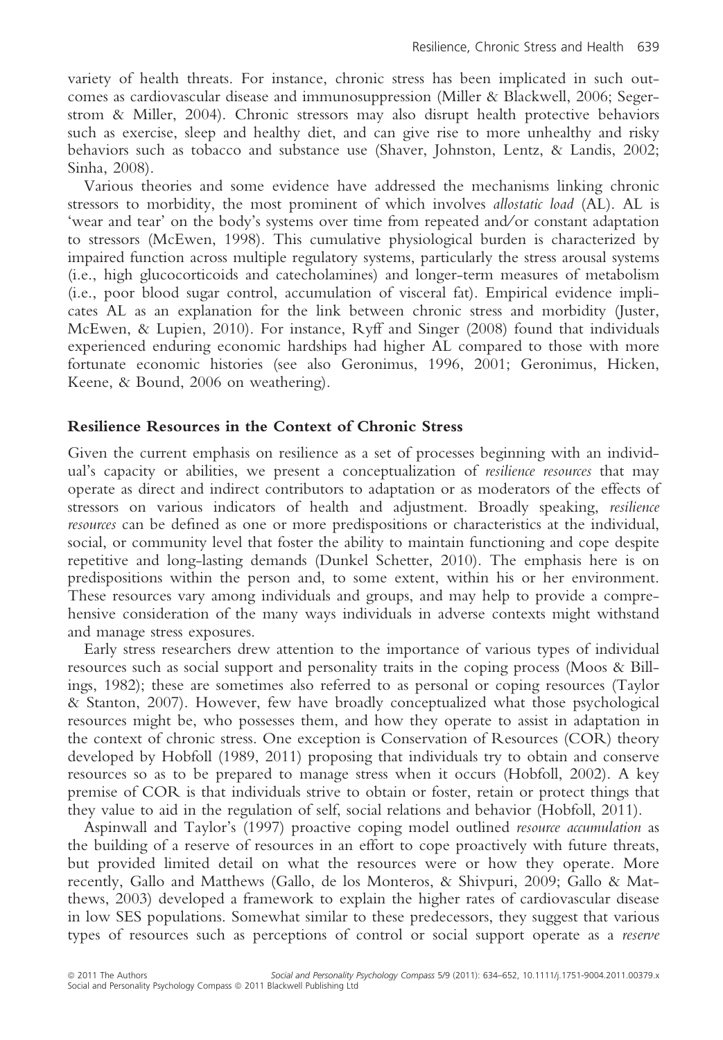variety of health threats. For instance, chronic stress has been implicated in such outcomes as cardiovascular disease and immunosuppression (Miller & Blackwell, 2006; Segerstrom & Miller, 2004). Chronic stressors may also disrupt health protective behaviors such as exercise, sleep and healthy diet, and can give rise to more unhealthy and risky behaviors such as tobacco and substance use (Shaver, Johnston, Lentz, & Landis, 2002; Sinha, 2008).

Various theories and some evidence have addressed the mechanisms linking chronic stressors to morbidity, the most prominent of which involves *allostatic load* (AL). AL is 'wear and tear' on the body's systems over time from repeated and/or constant adaptation to stressors (McEwen, 1998). This cumulative physiological burden is characterized by impaired function across multiple regulatory systems, particularly the stress arousal systems (i.e., high glucocorticoids and catecholamines) and longer-term measures of metabolism (i.e., poor blood sugar control, accumulation of visceral fat). Empirical evidence implicates AL as an explanation for the link between chronic stress and morbidity (Juster, McEwen, & Lupien, 2010). For instance, Ryff and Singer (2008) found that individuals experienced enduring economic hardships had higher AL compared to those with more fortunate economic histories (see also Geronimus, 1996, 2001; Geronimus, Hicken, Keene, & Bound, 2006 on weathering).

## Resilience Resources in the Context of Chronic Stress

Given the current emphasis on resilience as a set of processes beginning with an individual's capacity or abilities, we present a conceptualization of *resilience resources* that may operate as direct and indirect contributors to adaptation or as moderators of the effects of stressors on various indicators of health and adjustment. Broadly speaking, *resilience resources* can be defined as one or more predispositions or characteristics at the individual, social, or community level that foster the ability to maintain functioning and cope despite repetitive and long-lasting demands (Dunkel Schetter, 2010). The emphasis here is on predispositions within the person and, to some extent, within his or her environment. These resources vary among individuals and groups, and may help to provide a comprehensive consideration of the many ways individuals in adverse contexts might withstand and manage stress exposures.

Early stress researchers drew attention to the importance of various types of individual resources such as social support and personality traits in the coping process (Moos & Billings, 1982); these are sometimes also referred to as personal or coping resources (Taylor & Stanton, 2007). However, few have broadly conceptualized what those psychological resources might be, who possesses them, and how they operate to assist in adaptation in the context of chronic stress. One exception is Conservation of Resources (COR) theory developed by Hobfoll (1989, 2011) proposing that individuals try to obtain and conserve resources so as to be prepared to manage stress when it occurs (Hobfoll, 2002). A key premise of COR is that individuals strive to obtain or foster, retain or protect things that they value to aid in the regulation of self, social relations and behavior (Hobfoll, 2011).

Aspinwall and Taylor's (1997) proactive coping model outlined *resource accumulation* as the building of a reserve of resources in an effort to cope proactively with future threats, but provided limited detail on what the resources were or how they operate. More recently, Gallo and Matthews (Gallo, de los Monteros, & Shivpuri, 2009; Gallo & Matthews, 2003) developed a framework to explain the higher rates of cardiovascular disease in low SES populations. Somewhat similar to these predecessors, they suggest that various types of resources such as perceptions of control or social support operate as a *reserve*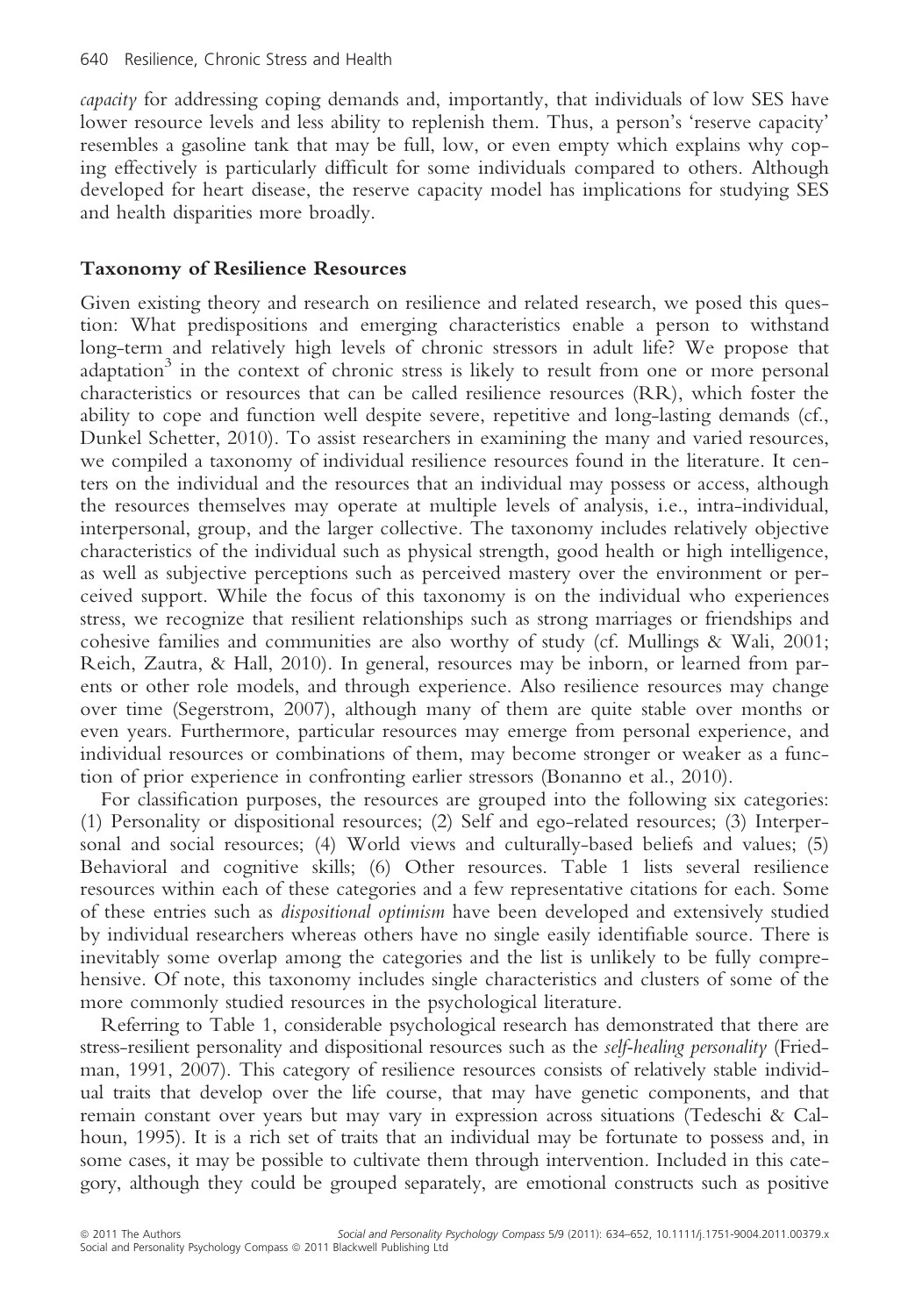*capacity* for addressing coping demands and, importantly, that individuals of low SES have lower resource levels and less ability to replenish them. Thus, a person's 'reserve capacity' resembles a gasoline tank that may be full, low, or even empty which explains why coping effectively is particularly difficult for some individuals compared to others. Although developed for heart disease, the reserve capacity model has implications for studying SES and health disparities more broadly.

## Taxonomy of Resilience Resources

Given existing theory and research on resilience and related research, we posed this question: What predispositions and emerging characteristics enable a person to withstand long-term and relatively high levels of chronic stressors in adult life? We propose that adaptation[3] in the context of chronic stress is likely to result from one or more personal characteristics or resources that can be called resilience resources (RR), which foster the ability to cope and function well despite severe, repetitive and long-lasting demands (cf., Dunkel Schetter, 2010). To assist researchers in examining the many and varied resources, we compiled a taxonomy of individual resilience resources found in the literature. It centers on the individual and the resources that an individual may possess or access, although the resources themselves may operate at multiple levels of analysis, i.e., intra-individual, interpersonal, group, and the larger collective. The taxonomy includes relatively objective characteristics of the individual such as physical strength, good health or high intelligence, as well as subjective perceptions such as perceived mastery over the environment or perceived support. While the focus of this taxonomy is on the individual who experiences stress, we recognize that resilient relationships such as strong marriages or friendships and cohesive families and communities are also worthy of study (cf. Mullings & Wali, 2001; Reich, Zautra, & Hall, 2010). In general, resources may be inborn, or learned from parents or other role models, and through experience. Also resilience resources may change over time (Segerstrom, 2007), although many of them are quite stable over months or even years. Furthermore, particular resources may emerge from personal experience, and individual resources or combinations of them, may become stronger or weaker as a function of prior experience in confronting earlier stressors (Bonanno et al., 2010).

For classification purposes, the resources are grouped into the following six categories: (1) Personality or dispositional resources; (2) Self and ego-related resources; (3) Interpersonal and social resources; (4) World views and culturally-based beliefs and values; (5) Behavioral and cognitive skills; (6) Other resources. Table 1 lists several resilience resources within each of these categories and a few representative citations for each. Some of these entries such as *dispositional optimism* have been developed and extensively studied by individual researchers whereas others have no single easily identifiable source. There is inevitably some overlap among the categories and the list is unlikely to be fully comprehensive. Of note, this taxonomy includes single characteristics and clusters of some of the more commonly studied resources in the psychological literature.

Referring to Table 1, considerable psychological research has demonstrated that there are stress-resilient personality and dispositional resources such as the *self-healing personality* (Friedman, 1991, 2007). This category of resilience resources consists of relatively stable individual traits that develop over the life course, that may have genetic components, and that remain constant over years but may vary in expression across situations (Tedeschi & Calhoun, 1995). It is a rich set of traits that an individual may be fortunate to possess and, in some cases, it may be possible to cultivate them through intervention. Included in this category, although they could be grouped separately, are emotional constructs such as positive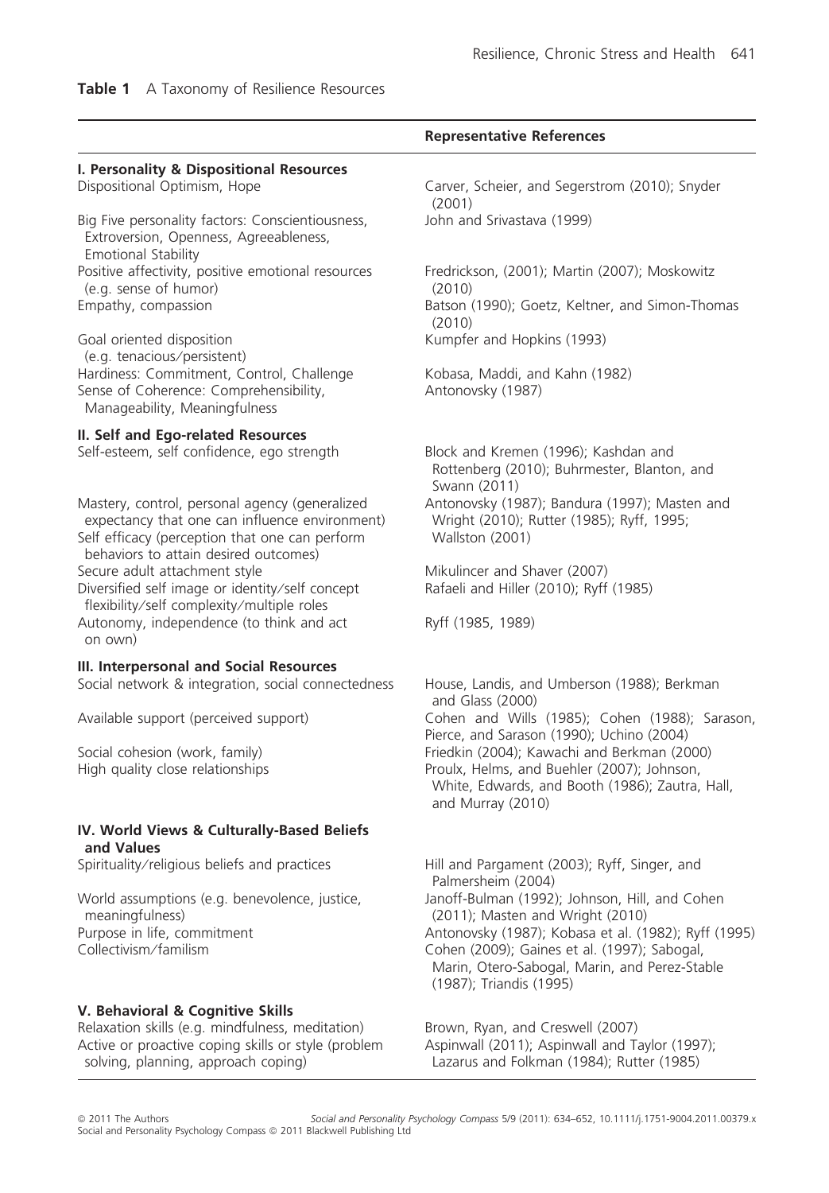**Table 1** A Taxonomy of Resilience Resources

| | Representative References |
|---|---|
| **I. Personality & Dispositional Resources** | |
| Dispositional Optimism, Hope | Carver, Scheier, and Segerstrom (2010); Snyder (2001) |
| Big Five personality factors: Conscientiousness, Extroversion, Openness, Agreeableness, Emotional Stability | John and Srivastava (1999) |
| Positive affectivity, positive emotional resources (e.g. sense of humor) | Fredrickson, (2001); Martin (2007); Moskowitz (2010) |
| Empathy, compassion | Batson (1990); Goetz, Keltner, and Simon-Thomas (2010) |
| Goal oriented disposition (e.g. tenacious/persistent) | Kumpfer and Hopkins (1993) |
| Hardiness: Commitment, Control, Challenge | Kobasa, Maddi, and Kahn (1982) |
| Sense of Coherence: Comprehensibility, Manageability, Meaningfulness | Antonovsky (1987) |
| **II. Self and Ego-related Resources** | |
| Self-esteem, self confidence, ego strength | Block and Kremen (1996); Kashdan and Rottenberg (2010); Buhrmester, Blanton, and Swann (2011) |
| Mastery, control, personal agency (generalized expectancy that one can influence environment) Self efficacy (perception that one can perform behaviors to attain desired outcomes) | Antonovsky (1987); Bandura (1997); Masten and Wright (2010); Rutter (1985); Ryff, 1995; Wallston (2001) |
| Secure adult attachment style | Mikulincer and Shaver (2007) |
| Diversified self image or identity/self concept flexibility/self complexity/multiple roles | Rafaeli and Hiller (2010); Ryff (1985) |
| Autonomy, independence (to think and act on own) | Ryff (1985, 1989) |
| **III. Interpersonal and Social Resources** | |
| Social network & integration, social connectedness | House, Landis, and Umberson (1988); Berkman and Glass (2000) |
| Available support (perceived support) | Cohen and Wills (1985); Cohen (1988); Sarason, Pierce, and Sarason (1990); Uchino (2004) |
| Social cohesion (work, family) | Friedkin (2004); Kawachi and Berkman (2000) |
| High quality close relationships | Proulx, Helms, and Buehler (2007); Johnson, White, Edwards, and Booth (1986); Zautra, Hall, and Murray (2010) |
| **IV. World Views & Culturally-Based Beliefs and Values** | |
| Spirituality/religious beliefs and practices | Hill and Pargament (2003); Ryff, Singer, and Palmersheim (2004) |
| World assumptions (e.g. benevolence, justice, meaningfulness) | Janoff-Bulman (1992); Johnson, Hill, and Cohen (2011); Masten and Wright (2010) |
| Purpose in life, commitment | Antonovsky (1987); Kobasa et al. (1982); Ryff (1995) |
| Collectivism/familism | Cohen (2009); Gaines et al. (1997); Sabogal, Marin, Otero-Sabogal, Marin, and Perez-Stable (1987); Triandis (1995) |
| **V. Behavioral & Cognitive Skills** | |
| Relaxation skills (e.g. mindfulness, meditation) | Brown, Ryan, and Creswell (2007) |
| Active or proactive coping skills or style (problem solving, planning, approach coping) | Aspinwall (2011); Aspinwall and Taylor (1997); Lazarus and Folkman (1984); Rutter (1985) |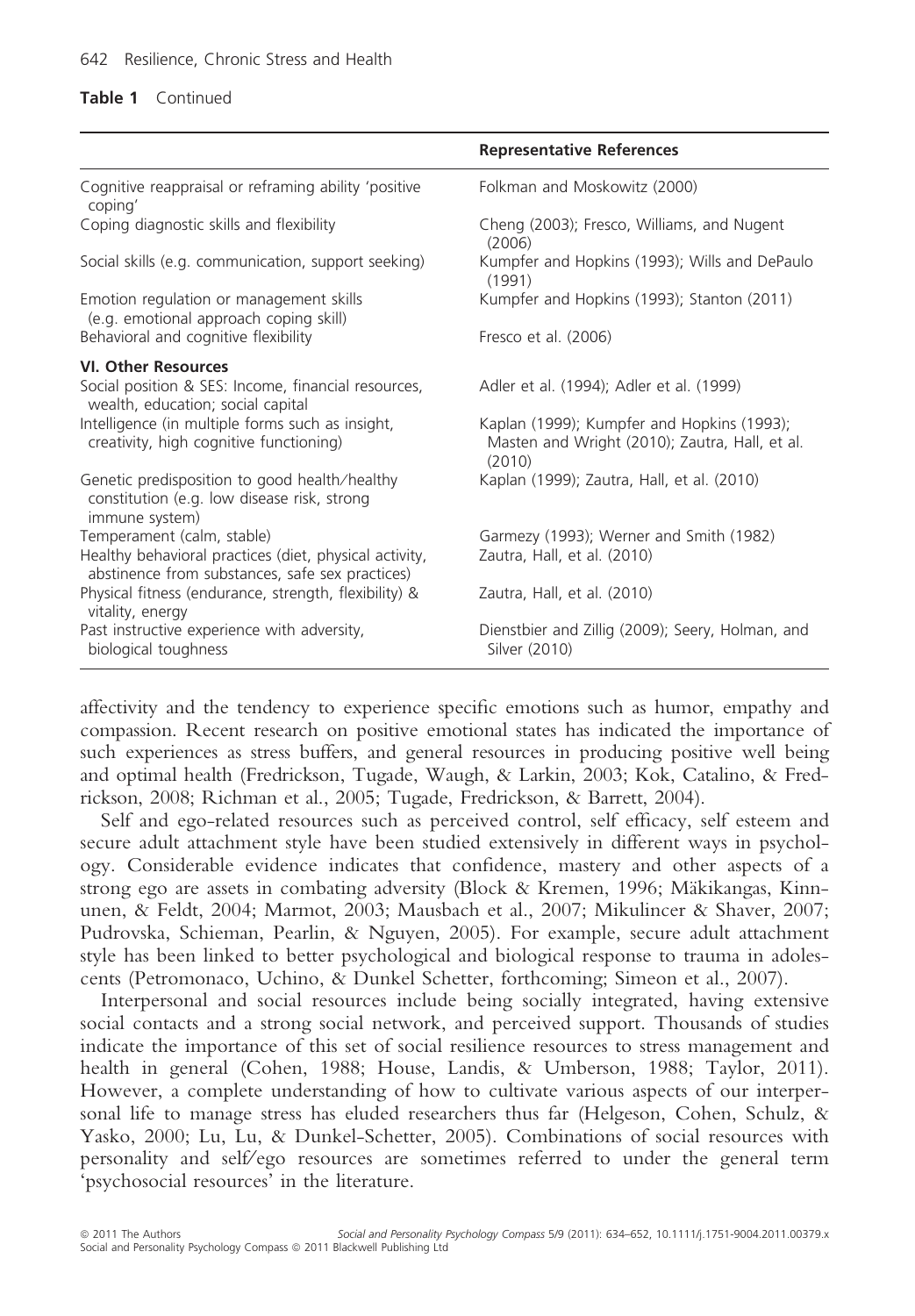**Table 1** Continued

| | Representative References |
|---|---|
| Cognitive reappraisal or reframing ability 'positive coping' | Folkman and Moskowitz (2000) |
| Coping diagnostic skills and flexibility | Cheng (2003); Fresco, Williams, and Nugent (2006) |
| Social skills (e.g. communication, support seeking) | Kumpfer and Hopkins (1993); Wills and DePaulo (1991) |
| Emotion regulation or management skills (e.g. emotional approach coping skill) | Kumpfer and Hopkins (1993); Stanton (2011) |
| Behavioral and cognitive flexibility | Fresco et al. (2006) |
| **VI. Other Resources** | |
| Social position & SES: Income, financial resources, wealth, education; social capital | Adler et al. (1994); Adler et al. (1999) |
| Intelligence (in multiple forms such as insight, creativity, high cognitive functioning) | Kaplan (1999); Kumpfer and Hopkins (1993); Masten and Wright (2010); Zautra, Hall, et al. (2010) |
| Genetic predisposition to good health/healthy constitution (e.g. low disease risk, strong immune system) | Kaplan (1999); Zautra, Hall, et al. (2010) |
| Temperament (calm, stable) | Garmezy (1993); Werner and Smith (1982) |
| Healthy behavioral practices (diet, physical activity, abstinence from substances, safe sex practices) | Zautra, Hall, et al. (2010) |
| Physical fitness (endurance, strength, flexibility) & vitality, energy | Zautra, Hall, et al. (2010) |
| Past instructive experience with adversity, biological toughness | Dienstbier and Zillig (2009); Seery, Holman, and Silver (2010) |

affectivity and the tendency to experience specific emotions such as humor, empathy and compassion. Recent research on positive emotional states has indicated the importance of such experiences as stress buffers, and general resources in producing positive well being and optimal health (Fredrickson, Tugade, Waugh, & Larkin, 2003; Kok, Catalino, & Fredrickson, 2008; Richman et al., 2005; Tugade, Fredrickson, & Barrett, 2004).

Self and ego-related resources such as perceived control, self efficacy, self esteem and secure adult attachment style have been studied extensively in different ways in psychology. Considerable evidence indicates that confidence, mastery and other aspects of a strong ego are assets in combating adversity (Block & Kremen, 1996; Mäkikangas, Kinnunen, & Feldt, 2004; Marmot, 2003; Mausbach et al., 2007; Mikulincer & Shaver, 2007; Pudrovska, Schieman, Pearlin, & Nguyen, 2005). For example, secure adult attachment style has been linked to better psychological and biological response to trauma in adolescents (Petromonaco, Uchino, & Dunkel Schetter, forthcoming; Simeon et al., 2007).

Interpersonal and social resources include being socially integrated, having extensive social contacts and a strong social network, and perceived support. Thousands of studies indicate the importance of this set of social resilience resources to stress management and health in general (Cohen, 1988; House, Landis, & Umberson, 1988; Taylor, 2011). However, a complete understanding of how to cultivate various aspects of our interpersonal life to manage stress has eluded researchers thus far (Helgeson, Cohen, Schulz, & Yasko, 2000; Lu, Lu, & Dunkel-Schetter, 2005). Combinations of social resources with personality and self/ego resources are sometimes referred to under the general term 'psychosocial resources' in the literature.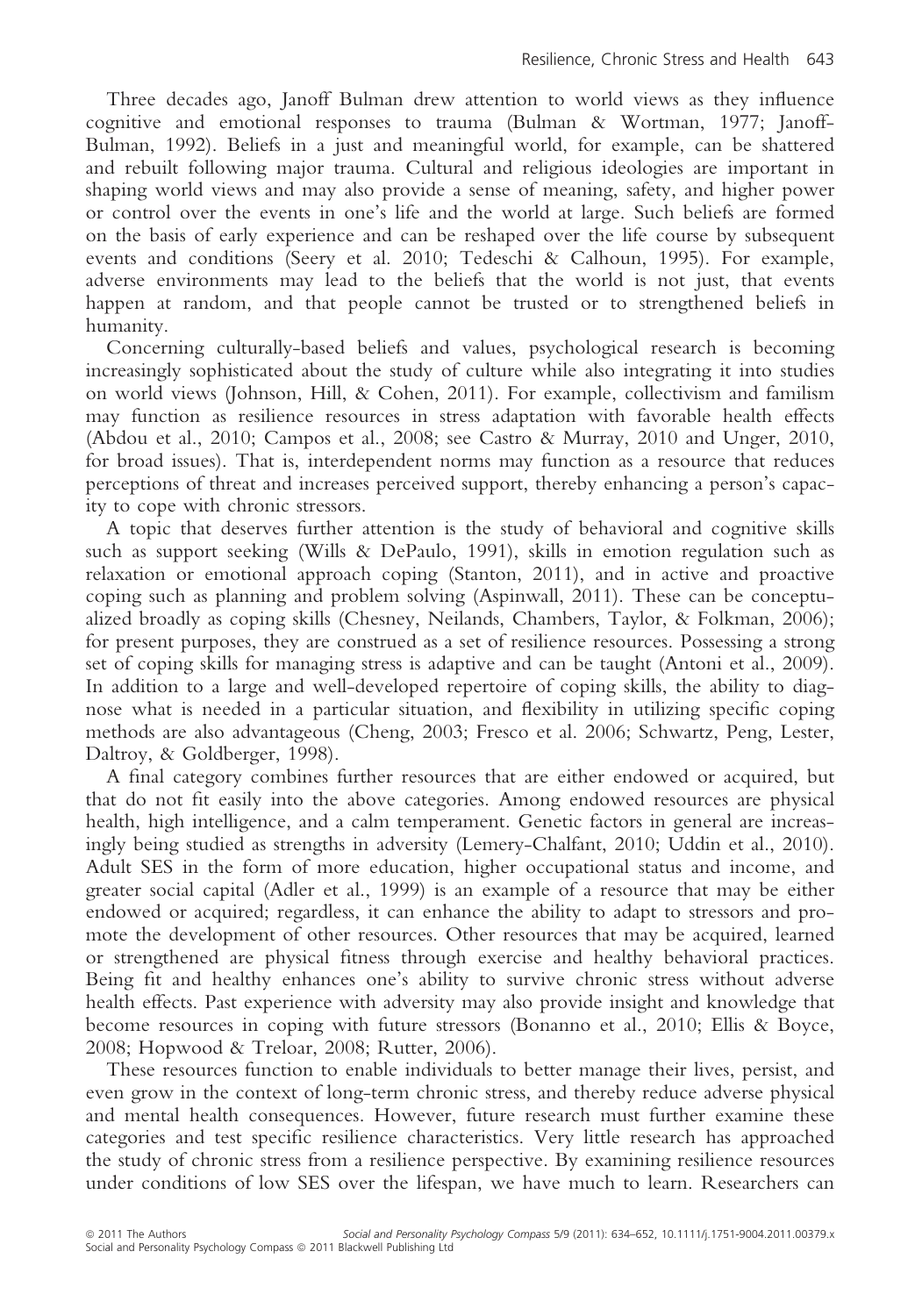Three decades ago, Janoff Bulman drew attention to world views as they influence cognitive and emotional responses to trauma (Bulman & Wortman, 1977; Janoff-Bulman, 1992). Beliefs in a just and meaningful world, for example, can be shattered and rebuilt following major trauma. Cultural and religious ideologies are important in shaping world views and may also provide a sense of meaning, safety, and higher power or control over the events in one's life and the world at large. Such beliefs are formed on the basis of early experience and can be reshaped over the life course by subsequent events and conditions (Seery et al. 2010; Tedeschi & Calhoun, 1995). For example, adverse environments may lead to the beliefs that the world is not just, that events happen at random, and that people cannot be trusted or to strengthened beliefs in humanity.

Concerning culturally-based beliefs and values, psychological research is becoming increasingly sophisticated about the study of culture while also integrating it into studies on world views (Johnson, Hill, & Cohen, 2011). For example, collectivism and familism may function as resilience resources in stress adaptation with favorable health effects (Abdou et al., 2010; Campos et al., 2008; see Castro & Murray, 2010 and Unger, 2010, for broad issues). That is, interdependent norms may function as a resource that reduces perceptions of threat and increases perceived support, thereby enhancing a person's capacity to cope with chronic stressors.

A topic that deserves further attention is the study of behavioral and cognitive skills such as support seeking (Wills & DePaulo, 1991), skills in emotion regulation such as relaxation or emotional approach coping (Stanton, 2011), and in active and proactive coping such as planning and problem solving (Aspinwall, 2011). These can be conceptualized broadly as coping skills (Chesney, Neilands, Chambers, Taylor, & Folkman, 2006); for present purposes, they are construed as a set of resilience resources. Possessing a strong set of coping skills for managing stress is adaptive and can be taught (Antoni et al., 2009). In addition to a large and well-developed repertoire of coping skills, the ability to diagnose what is needed in a particular situation, and flexibility in utilizing specific coping methods are also advantageous (Cheng, 2003; Fresco et al. 2006; Schwartz, Peng, Lester, Daltroy, & Goldberger, 1998).

A final category combines further resources that are either endowed or acquired, but that do not fit easily into the above categories. Among endowed resources are physical health, high intelligence, and a calm temperament. Genetic factors in general are increasingly being studied as strengths in adversity (Lemery-Chalfant, 2010; Uddin et al., 2010). Adult SES in the form of more education, higher occupational status and income, and greater social capital (Adler et al., 1999) is an example of a resource that may be either endowed or acquired; regardless, it can enhance the ability to adapt to stressors and promote the development of other resources. Other resources that may be acquired, learned or strengthened are physical fitness through exercise and healthy behavioral practices. Being fit and healthy enhances one's ability to survive chronic stress without adverse health effects. Past experience with adversity may also provide insight and knowledge that become resources in coping with future stressors (Bonanno et al., 2010; Ellis & Boyce, 2008; Hopwood & Treloar, 2008; Rutter, 2006).

These resources function to enable individuals to better manage their lives, persist, and even grow in the context of long-term chronic stress, and thereby reduce adverse physical and mental health consequences. However, future research must further examine these categories and test specific resilience characteristics. Very little research has approached the study of chronic stress from a resilience perspective. By examining resilience resources under conditions of low SES over the lifespan, we have much to learn. Researchers can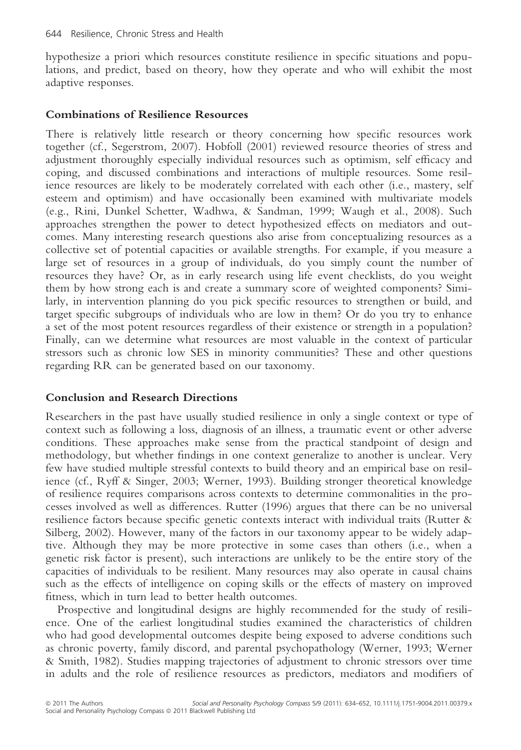hypothesize a priori which resources constitute resilience in specific situations and populations, and predict, based on theory, how they operate and who will exhibit the most adaptive responses.

## Combinations of Resilience Resources

There is relatively little research or theory concerning how specific resources work together (cf., Segerstrom, 2007). Hobfoll (2001) reviewed resource theories of stress and adjustment thoroughly especially individual resources such as optimism, self efficacy and coping, and discussed combinations and interactions of multiple resources. Some resilience resources are likely to be moderately correlated with each other (i.e., mastery, self esteem and optimism) and have occasionally been examined with multivariate models (e.g., Rini, Dunkel Schetter, Wadhwa, & Sandman, 1999; Waugh et al., 2008). Such approaches strengthen the power to detect hypothesized effects on mediators and outcomes. Many interesting research questions also arise from conceptualizing resources as a collective set of potential capacities or available strengths. For example, if you measure a large set of resources in a group of individuals, do you simply count the number of resources they have? Or, as in early research using life event checklists, do you weight them by how strong each is and create a summary score of weighted components? Similarly, in intervention planning do you pick specific resources to strengthen or build, and target specific subgroups of individuals who are low in them? Or do you try to enhance a set of the most potent resources regardless of their existence or strength in a population? Finally, can we determine what resources are most valuable in the context of particular stressors such as chronic low SES in minority communities? These and other questions regarding RR can be generated based on our taxonomy.

## Conclusion and Research Directions

Researchers in the past have usually studied resilience in only a single context or type of context such as following a loss, diagnosis of an illness, a traumatic event or other adverse conditions. These approaches make sense from the practical standpoint of design and methodology, but whether findings in one context generalize to another is unclear. Very few have studied multiple stressful contexts to build theory and an empirical base on resilience (cf., Ryff & Singer, 2003; Werner, 1993). Building stronger theoretical knowledge of resilience requires comparisons across contexts to determine commonalities in the processes involved as well as differences. Rutter (1996) argues that there can be no universal resilience factors because specific genetic contexts interact with individual traits (Rutter & Silberg, 2002). However, many of the factors in our taxonomy appear to be widely adaptive. Although they may be more protective in some cases than others (i.e., when a genetic risk factor is present), such interactions are unlikely to be the entire story of the capacities of individuals to be resilient. Many resources may also operate in causal chains such as the effects of intelligence on coping skills or the effects of mastery on improved fitness, which in turn lead to better health outcomes.

Prospective and longitudinal designs are highly recommended for the study of resilience. One of the earliest longitudinal studies examined the characteristics of children who had good developmental outcomes despite being exposed to adverse conditions such as chronic poverty, family discord, and parental psychopathology (Werner, 1993; Werner & Smith, 1982). Studies mapping trajectories of adjustment to chronic stressors over time in adults and the role of resilience resources as predictors, mediators and modifiers of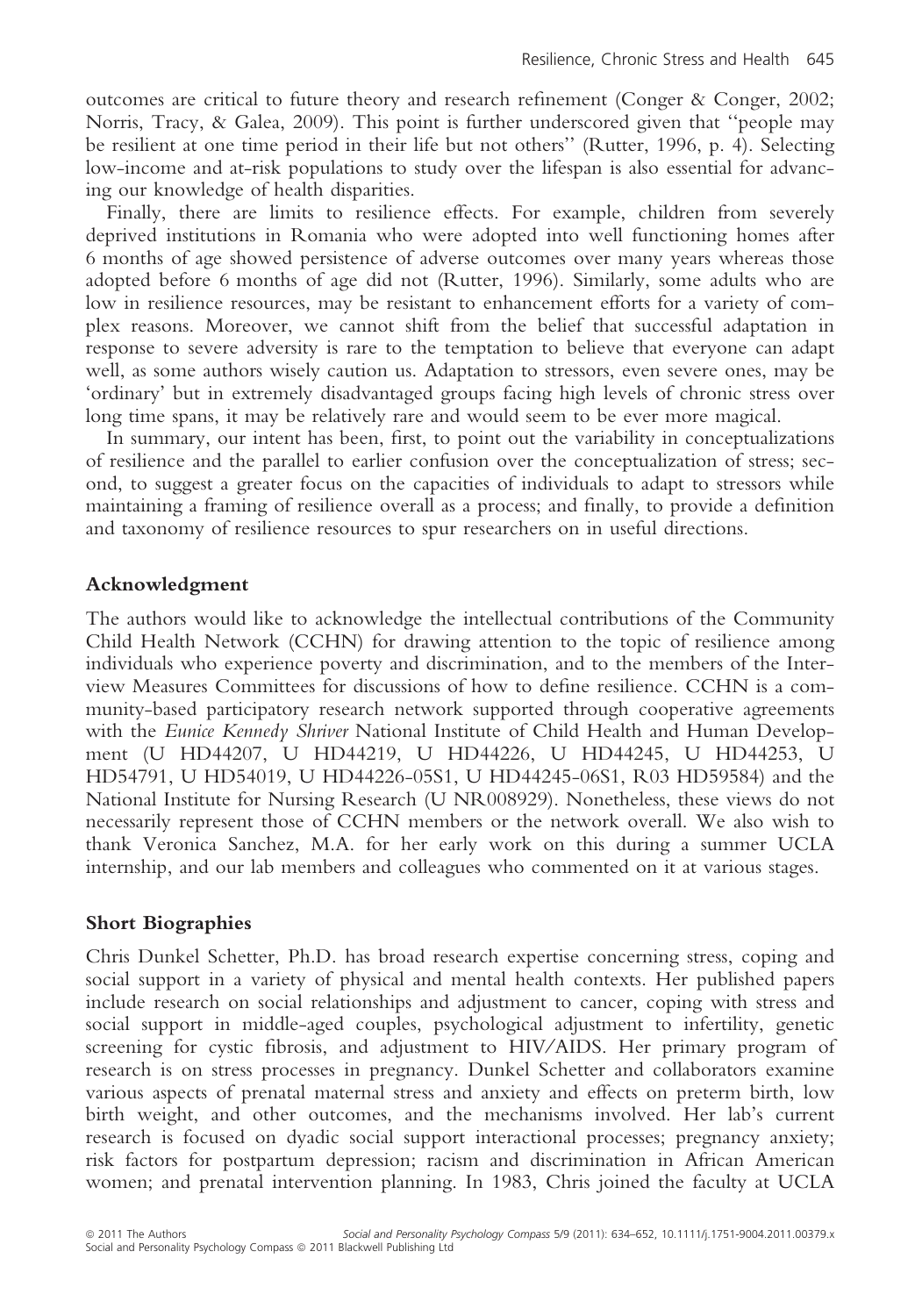outcomes are critical to future theory and research refinement (Conger & Conger, 2002; Norris, Tracy, & Galea, 2009). This point is further underscored given that ''people may be resilient at one time period in their life but not others'' (Rutter, 1996, p. 4). Selecting low-income and at-risk populations to study over the lifespan is also essential for advancing our knowledge of health disparities.

Finally, there are limits to resilience effects. For example, children from severely deprived institutions in Romania who were adopted into well functioning homes after 6 months of age showed persistence of adverse outcomes over many years whereas those adopted before 6 months of age did not (Rutter, 1996). Similarly, some adults who are low in resilience resources, may be resistant to enhancement efforts for a variety of complex reasons. Moreover, we cannot shift from the belief that successful adaptation in response to severe adversity is rare to the temptation to believe that everyone can adapt well, as some authors wisely caution us. Adaptation to stressors, even severe ones, may be 'ordinary' but in extremely disadvantaged groups facing high levels of chronic stress over long time spans, it may be relatively rare and would seem to be ever more magical.

In summary, our intent has been, first, to point out the variability in conceptualizations of resilience and the parallel to earlier confusion over the conceptualization of stress; second, to suggest a greater focus on the capacities of individuals to adapt to stressors while maintaining a framing of resilience overall as a process; and finally, to provide a definition and taxonomy of resilience resources to spur researchers on in useful directions.

## Acknowledgment

The authors would like to acknowledge the intellectual contributions of the Community Child Health Network (CCHN) for drawing attention to the topic of resilience among individuals who experience poverty and discrimination, and to the members of the Interview Measures Committees for discussions of how to define resilience. CCHN is a community-based participatory research network supported through cooperative agreements with the *Eunice Kennedy Shriver* National Institute of Child Health and Human Development (U HD44207, U HD44219, U HD44226, U HD44245, U HD44253, U HD54791, U HD54019, U HD44226-05S1, U HD44245-06S1, R03 HD59584) and the National Institute for Nursing Research (U NR008929). Nonetheless, these views do not necessarily represent those of CCHN members or the network overall. We also wish to thank Veronica Sanchez, M.A. for her early work on this during a summer UCLA internship, and our lab members and colleagues who commented on it at various stages.

## Short Biographies

Chris Dunkel Schetter, Ph.D. has broad research expertise concerning stress, coping and social support in a variety of physical and mental health contexts. Her published papers include research on social relationships and adjustment to cancer, coping with stress and social support in middle-aged couples, psychological adjustment to infertility, genetic screening for cystic fibrosis, and adjustment to HIV/AIDS. Her primary program of research is on stress processes in pregnancy. Dunkel Schetter and collaborators examine various aspects of prenatal maternal stress and anxiety and effects on preterm birth, low birth weight, and other outcomes, and the mechanisms involved. Her lab's current research is focused on dyadic social support interactional processes; pregnancy anxiety; risk factors for postpartum depression; racism and discrimination in African American women; and prenatal intervention planning. In 1983, Chris joined the faculty at UCLA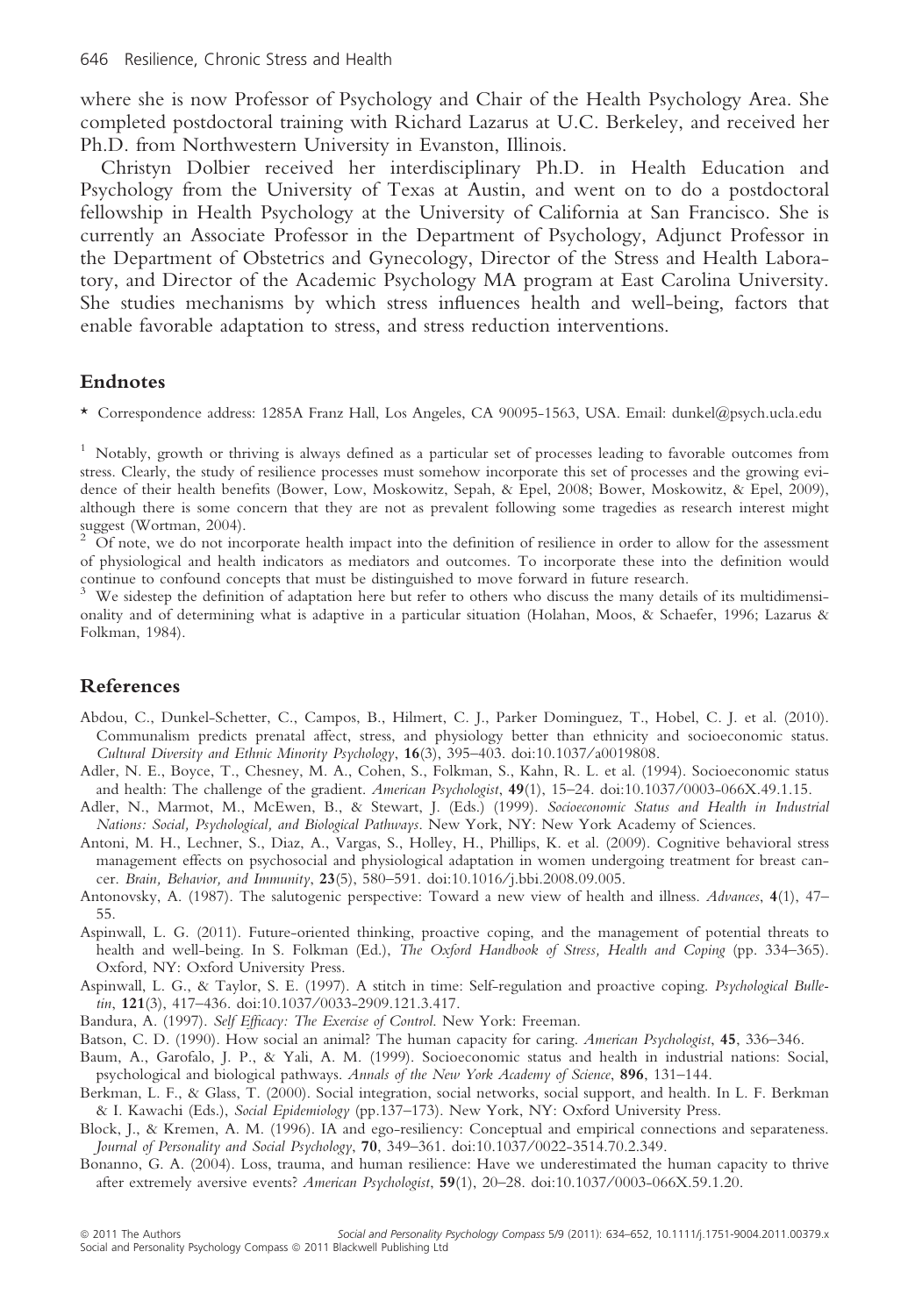where she is now Professor of Psychology and Chair of the Health Psychology Area. She completed postdoctoral training with Richard Lazarus at U.C. Berkeley, and received her Ph.D. from Northwestern University in Evanston, Illinois.

Christyn Dolbier received her interdisciplinary Ph.D. in Health Education and Psychology from the University of Texas at Austin, and went on to do a postdoctoral fellowship in Health Psychology at the University of California at San Francisco. She is currently an Associate Professor in the Department of Psychology, Adjunct Professor in the Department of Obstetrics and Gynecology, Director of the Stress and Health Laboratory, and Director of the Academic Psychology MA program at East Carolina University. She studies mechanisms by which stress influences health and well-being, factors that enable favorable adaptation to stress, and stress reduction interventions.

## Endnotes

* Correspondence address: 1285A Franz Hall, Los Angeles, CA 90095-1563, USA. Email: dunkel@psych.ucla.edu

[1] Notably, growth or thriving is always defined as a particular set of processes leading to favorable outcomes from stress. Clearly, the study of resilience processes must somehow incorporate this set of processes and the growing evidence of their health benefits (Bower, Low, Moskowitz, Sepah, & Epel, 2008; Bower, Moskowitz, & Epel, 2009), although there is some concern that they are not as prevalent following some tragedies as research interest might suggest (Wortman, 2004).

[2] Of note, we do not incorporate health impact into the definition of resilience in order to allow for the assessment of physiological and health indicators as mediators and outcomes. To incorporate these into the definition would continue to confound concepts that must be distinguished to move forward in future research.

[3] We sidestep the definition of adaptation here but refer to others who discuss the many details of its multidimensionality and of determining what is adaptive in a particular situation (Holahan, Moos, & Schaefer, 1996; Lazarus & Folkman, 1984).

## References

Abdou, C., Dunkel-Schetter, C., Campos, B., Hilmert, C. J., Parker Dominguez, T., Hobel, C. J. et al. (2010). Communalism predicts prenatal affect, stress, and physiology better than ethnicity and socioeconomic status. *Cultural Diversity and Ethnic Minority Psychology*, **16**(3), 395–403. doi:10.1037/a0019808.

Adler, N. E., Boyce, T., Chesney, M. A., Cohen, S., Folkman, S., Kahn, R. L. et al. (1994). Socioeconomic status and health: The challenge of the gradient. *American Psychologist*, **49**(1), 15–24. doi:10.1037/0003-066X.49.1.15.

Adler, N., Marmot, M., McEwen, B., & Stewart, J. (Eds.) (1999). *Socioeconomic Status and Health in Industrial Nations: Social, Psychological, and Biological Pathways*. New York, NY: New York Academy of Sciences.

Antoni, M. H., Lechner, S., Diaz, A., Vargas, S., Holley, H., Phillips, K. et al. (2009). Cognitive behavioral stress management effects on psychosocial and physiological adaptation in women undergoing treatment for breast cancer. *Brain, Behavior, and Immunity*, **23**(5), 580–591. doi:10.1016/j.bbi.2008.09.005.

Antonovsky, A. (1987). The salutogenic perspective: Toward a new view of health and illness. *Advances*, **4**(1), 47–55.

Aspinwall, L. G. (2011). Future-oriented thinking, proactive coping, and the management of potential threats to health and well-being. In S. Folkman (Ed.), *The Oxford Handbook of Stress, Health and Coping* (pp. 334–365). Oxford, NY: Oxford University Press.

Aspinwall, L. G., & Taylor, S. E. (1997). A stitch in time: Self-regulation and proactive coping. *Psychological Bulletin*, **121**(3), 417–436. doi:10.1037/0033-2909.121.3.417.

Bandura, A. (1997). *Self Efficacy: The Exercise of Control*. New York: Freeman.

Batson, C. D. (1990). How social an animal? The human capacity for caring. *American Psychologist*, **45**, 336–346.

Baum, A., Garofalo, J. P., & Yali, A. M. (1999). Socioeconomic status and health in industrial nations: Social, psychological and biological pathways. *Annals of the New York Academy of Science*, **896**, 131–144.

Berkman, L. F., & Glass, T. (2000). Social integration, social networks, social support, and health. In L. F. Berkman & I. Kawachi (Eds.), *Social Epidemiology* (pp.137–173). New York, NY: Oxford University Press.

Block, J., & Kremen, A. M. (1996). IA and ego-resiliency: Conceptual and empirical connections and separateness. *Journal of Personality and Social Psychology*, **70**, 349–361. doi:10.1037/0022-3514.70.2.349.

Bonanno, G. A. (2004). Loss, trauma, and human resilience: Have we underestimated the human capacity to thrive after extremely aversive events? *American Psychologist*, **59**(1), 20–28. doi:10.1037/0003-066X.59.1.20.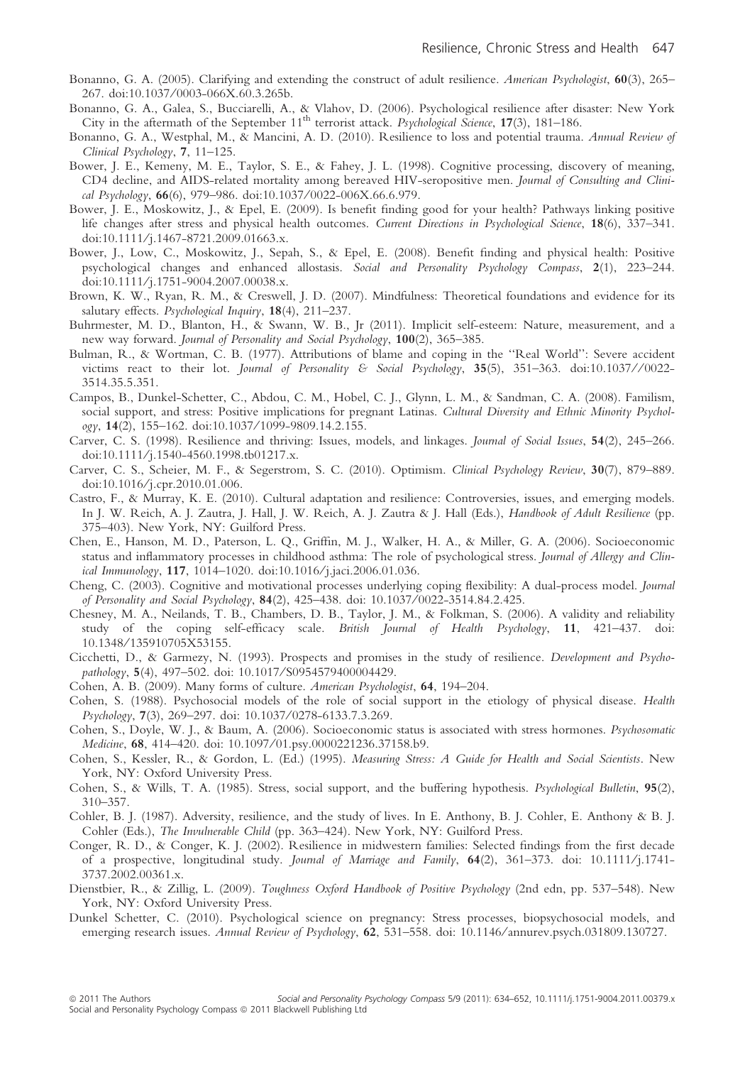Bonanno, G. A. (2005). Clarifying and extending the construct of adult resilience. *American Psychologist*, **60**(3), 265–267. doi:10.1037/0003-066X.60.3.265b.

Bonanno, G. A., Galea, S., Bucciarelli, A., & Vlahov, D. (2006). Psychological resilience after disaster: New York City in the aftermath of the September 11th terrorist attack. *Psychological Science*, **17**(3), 181–186.

Bonanno, G. A., Westphal, M., & Mancini, A. D. (2010). Resilience to loss and potential trauma. *Annual Review of Clinical Psychology*, **7**, 11–125.

Bower, J. E., Kemeny, M. E., Taylor, S. E., & Fahey, J. L. (1998). Cognitive processing, discovery of meaning, CD4 decline, and AIDS-related mortality among bereaved HIV-seropositive men. *Journal of Consulting and Clinical Psychology*, **66**(6), 979–986. doi:10.1037/0022-006X.66.6.979.

Bower, J. E., Moskowitz, J., & Epel, E. (2009). Is benefit finding good for your health? Pathways linking positive life changes after stress and physical health outcomes. *Current Directions in Psychological Science*, **18**(6), 337–341. doi:10.1111/j.1467-8721.2009.01663.x.

Bower, J., Low, C., Moskowitz, J., Sepah, S., & Epel, E. (2008). Benefit finding and physical health: Positive psychological changes and enhanced allostasis. *Social and Personality Psychology Compass*, **2**(1), 223–244. doi:10.1111/j.1751-9004.2007.00038.x.

Brown, K. W., Ryan, R. M., & Creswell, J. D. (2007). Mindfulness: Theoretical foundations and evidence for its salutary effects. *Psychological Inquiry*, **18**(4), 211–237.

Buhrmester, M. D., Blanton, H., & Swann, W. B., Jr (2011). Implicit self-esteem: Nature, measurement, and a new way forward. *Journal of Personality and Social Psychology*, **100**(2), 365–385.

Bulman, R., & Wortman, C. B. (1977). Attributions of blame and coping in the "Real World": Severe accident victims react to their lot. *Journal of Personality & Social Psychology*, **35**(5), 351–363. doi:10.1037//0022-3514.35.5.351.

Campos, B., Dunkel-Schetter, C., Abdou, C. M., Hobel, C. J., Glynn, L. M., & Sandman, C. A. (2008). Familism, social support, and stress: Positive implications for pregnant Latinas. *Cultural Diversity and Ethnic Minority Psychology*, **14**(2), 155–162. doi:10.1037/1099-9809.14.2.155.

Carver, C. S. (1998). Resilience and thriving: Issues, models, and linkages. *Journal of Social Issues*, **54**(2), 245–266. doi:10.1111/j.1540-4560.1998.tb01217.x.

Carver, C. S., Scheier, M. F., & Segerstrom, S. C. (2010). Optimism. *Clinical Psychology Review*, **30**(7), 879–889. doi:10.1016/j.cpr.2010.01.006.

Castro, F., & Murray, K. E. (2010). Cultural adaptation and resilience: Controversies, issues, and emerging models. In J. W. Reich, A. J. Zautra, J. Hall, J. W. Reich, A. J. Zautra & J. Hall (Eds.), *Handbook of Adult Resilience* (pp. 375–403). New York, NY: Guilford Press.

Chen, E., Hanson, M. D., Paterson, L. Q., Griffin, M. J., Walker, H. A., & Miller, G. A. (2006). Socioeconomic status and inflammatory processes in childhood asthma: The role of psychological stress. *Journal of Allergy and Clinical Immunology*, **117**, 1014–1020. doi:10.1016/j.jaci.2006.01.036.

Cheng, C. (2003). Cognitive and motivational processes underlying coping flexibility: A dual-process model. *Journal of Personality and Social Psychology*, **84**(2), 425–438. doi: 10.1037/0022-3514.84.2.425.

Chesney, M. A., Neilands, T. B., Chambers, D. B., Taylor, J. M., & Folkman, S. (2006). A validity and reliability study of the coping self-efficacy scale. *British Journal of Health Psychology*, **11**, 421–437. doi: 10.1348/135910705X53155.

Cicchetti, D., & Garmezy, N. (1993). Prospects and promises in the study of resilience. *Development and Psychopathology*, **5**(4), 497–502. doi: 10.1017/S0954579400004429.

Cohen, A. B. (2009). Many forms of culture. *American Psychologist*, **64**, 194–204.

Cohen, S. (1988). Psychosocial models of the role of social support in the etiology of physical disease. *Health Psychology*, **7**(3), 269–297. doi: 10.1037/0278-6133.7.3.269.

Cohen, S., Doyle, W. J., & Baum, A. (2006). Socioeconomic status is associated with stress hormones. *Psychosomatic Medicine*, **68**, 414–420. doi: 10.1097/01.psy.0000221236.37158.b9.

Cohen, S., Kessler, R., & Gordon, L. (Ed.) (1995). *Measuring Stress: A Guide for Health and Social Scientists*. New York, NY: Oxford University Press.

Cohen, S., & Wills, T. A. (1985). Stress, social support, and the buffering hypothesis. *Psychological Bulletin*, **95**(2), 310–357.

Cohler, B. J. (1987). Adversity, resilience, and the study of lives. In E. Anthony, B. J. Cohler, E. Anthony & B. J. Cohler (Eds.), *The Invulnerable Child* (pp. 363–424). New York, NY: Guilford Press.

Conger, R. D., & Conger, K. J. (2002). Resilience in midwestern families: Selected findings from the first decade of a prospective, longitudinal study. *Journal of Marriage and Family*, **64**(2), 361–373. doi: 10.1111/j.1741-3737.2002.00361.x.

Dienstbier, R., & Zillig, L. (2009). *Toughness Oxford Handbook of Positive Psychology* (2nd edn, pp. 537–548). New York, NY: Oxford University Press.

Dunkel Schetter, C. (2010). Psychological science on pregnancy: Stress processes, biopsychosocial models, and emerging research issues. *Annual Review of Psychology*, **62**, 531–558. doi: 10.1146/annurev.psych.031809.130727.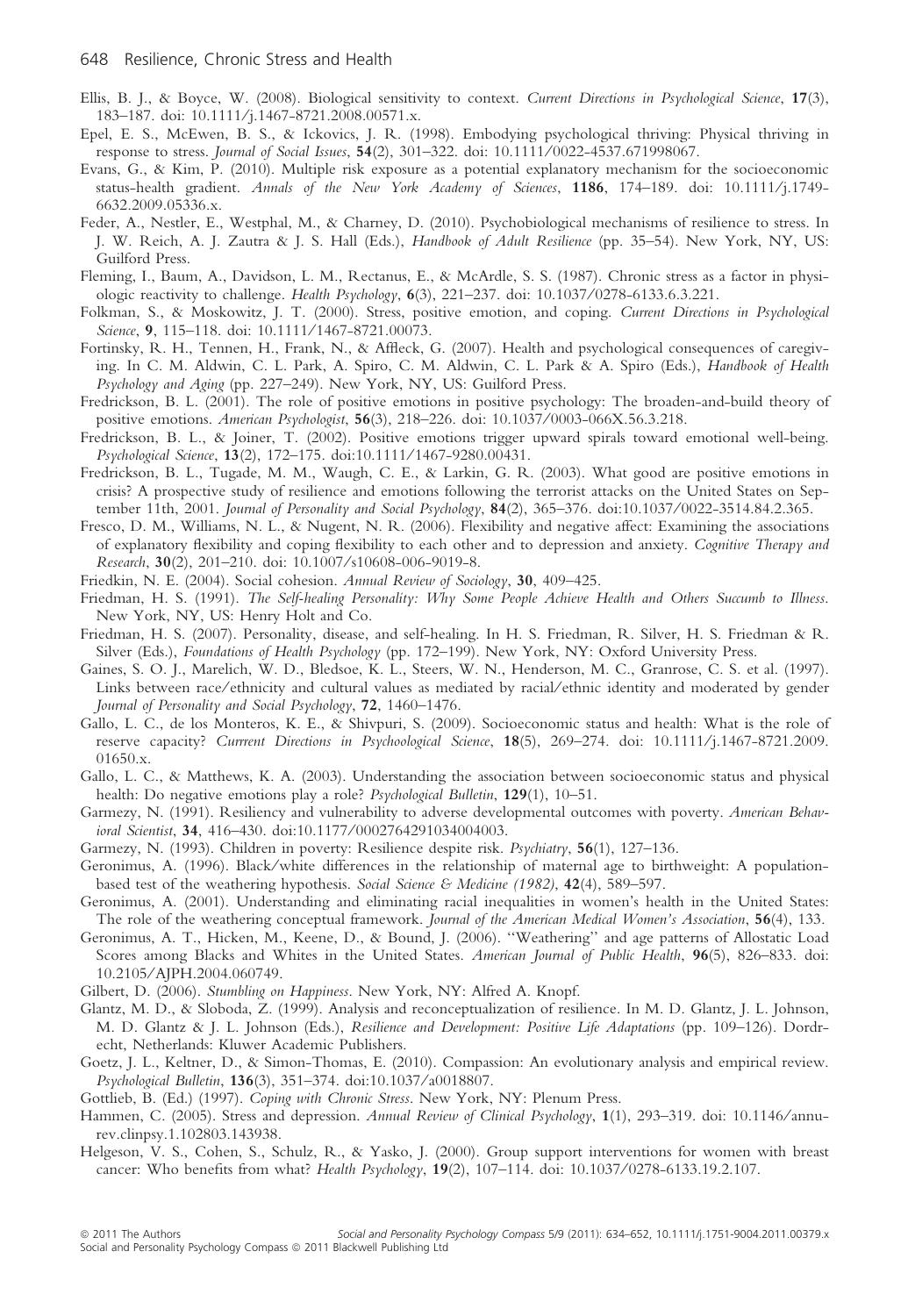Ellis, B. J., & Boyce, W. (2008). Biological sensitivity to context. *Current Directions in Psychological Science*, **17**(3), 183–187. doi: 10.1111/j.1467-8721.2008.00571.x.

Epel, E. S., McEwen, B. S., & Ickovics, J. R. (1998). Embodying psychological thriving: Physical thriving in response to stress. *Journal of Social Issues*, **54**(2), 301–322. doi: 10.1111/0022-4537.671998067.

Evans, G., & Kim, P. (2010). Multiple risk exposure as a potential explanatory mechanism for the socioeconomic status-health gradient. *Annals of the New York Academy of Sciences*, **1186**, 174–189. doi: 10.1111/j.1749-6632.2009.05336.x.

Feder, A., Nestler, E., Westphal, M., & Charney, D. (2010). Psychobiological mechanisms of resilience to stress. In J. W. Reich, A. J. Zautra & J. S. Hall (Eds.), *Handbook of Adult Resilience* (pp. 35–54). New York, NY, US: Guilford Press.

Fleming, I., Baum, A., Davidson, L. M., Rectanus, E., & McArdle, S. S. (1987). Chronic stress as a factor in physiologic reactivity to challenge. *Health Psychology*, **6**(3), 221–237. doi: 10.1037/0278-6133.6.3.221.

Folkman, S., & Moskowitz, J. T. (2000). Stress, positive emotion, and coping. *Current Directions in Psychological Science*, **9**, 115–118. doi: 10.1111/1467-8721.00073.

Fortinsky, R. H., Tennen, H., Frank, N., & Affleck, G. (2007). Health and psychological consequences of caregiving. In C. M. Aldwin, C. L. Park, A. Spiro, C. M. Aldwin, C. L. Park & A. Spiro (Eds.), *Handbook of Health Psychology and Aging* (pp. 227–249). New York, NY, US: Guilford Press.

Fredrickson, B. L. (2001). The role of positive emotions in positive psychology: The broaden-and-build theory of positive emotions. *American Psychologist*, **56**(3), 218–226. doi: 10.1037/0003-066X.56.3.218.

Fredrickson, B. L., & Joiner, T. (2002). Positive emotions trigger upward spirals toward emotional well-being. *Psychological Science*, **13**(2), 172–175. doi:10.1111/1467-9280.00431.

Fredrickson, B. L., Tugade, M. M., Waugh, C. E., & Larkin, G. R. (2003). What good are positive emotions in crisis? A prospective study of resilience and emotions following the terrorist attacks on the United States on September 11th, 2001. *Journal of Personality and Social Psychology*, **84**(2), 365–376. doi:10.1037/0022-3514.84.2.365.

Fresco, D. M., Williams, N. L., & Nugent, N. R. (2006). Flexibility and negative affect: Examining the associations of explanatory flexibility and coping flexibility to each other and to depression and anxiety. *Cognitive Therapy and Research*, **30**(2), 201–210. doi: 10.1007/s10608-006-9019-8.

Friedkin, N. E. (2004). Social cohesion. *Annual Review of Sociology*, **30**, 409–425.

Friedman, H. S. (1991). *The Self-healing Personality: Why Some People Achieve Health and Others Succumb to Illness*. New York, NY, US: Henry Holt and Co.

Friedman, H. S. (2007). Personality, disease, and self-healing. In H. S. Friedman, R. Silver, H. S. Friedman & R. Silver (Eds.), *Foundations of Health Psychology* (pp. 172–199). New York, NY: Oxford University Press.

Gaines, S. O. J., Marelich, W. D., Bledsoe, K. L., Steers, W. N., Henderson, M. C., Granrose, C. S. et al. (1997). Links between race/ethnicity and cultural values as mediated by racial/ethnic identity and moderated by gender *Journal of Personality and Social Psychology*, **72**, 1460–1476.

Gallo, L. C., de los Monteros, K. E., & Shivpuri, S. (2009). Socioeconomic status and health: What is the role of reserve capacity? *Currrent Directions in Psychoological Science*, **18**(5), 269–274. doi: 10.1111/j.1467-8721.2009.01650.x.

Gallo, L. C., & Matthews, K. A. (2003). Understanding the association between socioeconomic status and physical health: Do negative emotions play a role? *Psychological Bulletin*, **129**(1), 10–51.

Garmezy, N. (1991). Resiliency and vulnerability to adverse developmental outcomes with poverty. *American Behavioral Scientist*, **34**, 416–430. doi:10.1177/0002764291034004003.

Garmezy, N. (1993). Children in poverty: Resilience despite risk. *Psychiatry*, **56**(1), 127–136.

Geronimus, A. (1996). Black/white differences in the relationship of maternal age to birthweight: A population-based test of the weathering hypothesis. *Social Science & Medicine (1982)*, **42**(4), 589–597.

Geronimus, A. (2001). Understanding and eliminating racial inequalities in women's health in the United States: The role of the weathering conceptual framework. *Journal of the American Medical Women's Association*, **56**(4), 133.

Geronimus, A. T., Hicken, M., Keene, D., & Bound, J. (2006). ''Weathering'' and age patterns of Allostatic Load Scores among Blacks and Whites in the United States. *American Journal of Public Health*, **96**(5), 826–833. doi: 10.2105/AJPH.2004.060749.

Gilbert, D. (2006). *Stumbling on Happiness*. New York, NY: Alfred A. Knopf.

Glantz, M. D., & Sloboda, Z. (1999). Analysis and reconceptualization of resilience. In M. D. Glantz, J. L. Johnson, M. D. Glantz & J. L. Johnson (Eds.), *Resilience and Development: Positive Life Adaptations* (pp. 109–126). Dordrecht, Netherlands: Kluwer Academic Publishers.

Goetz, J. L., Keltner, D., & Simon-Thomas, E. (2010). Compassion: An evolutionary analysis and empirical review. *Psychological Bulletin*, **136**(3), 351–374. doi:10.1037/a0018807.

Gottlieb, B. (Ed.) (1997). *Coping with Chronic Stress*. New York, NY: Plenum Press.

Hammen, C. (2005). Stress and depression. *Annual Review of Clinical Psychology*, **1**(1), 293–319. doi: 10.1146/annurev.clinpsy.1.102803.143938.

Helgeson, V. S., Cohen, S., Schulz, R., & Yasko, J. (2000). Group support interventions for women with breast cancer: Who benefits from what? *Health Psychology*, **19**(2), 107–114. doi: 10.1037/0278-6133.19.2.107.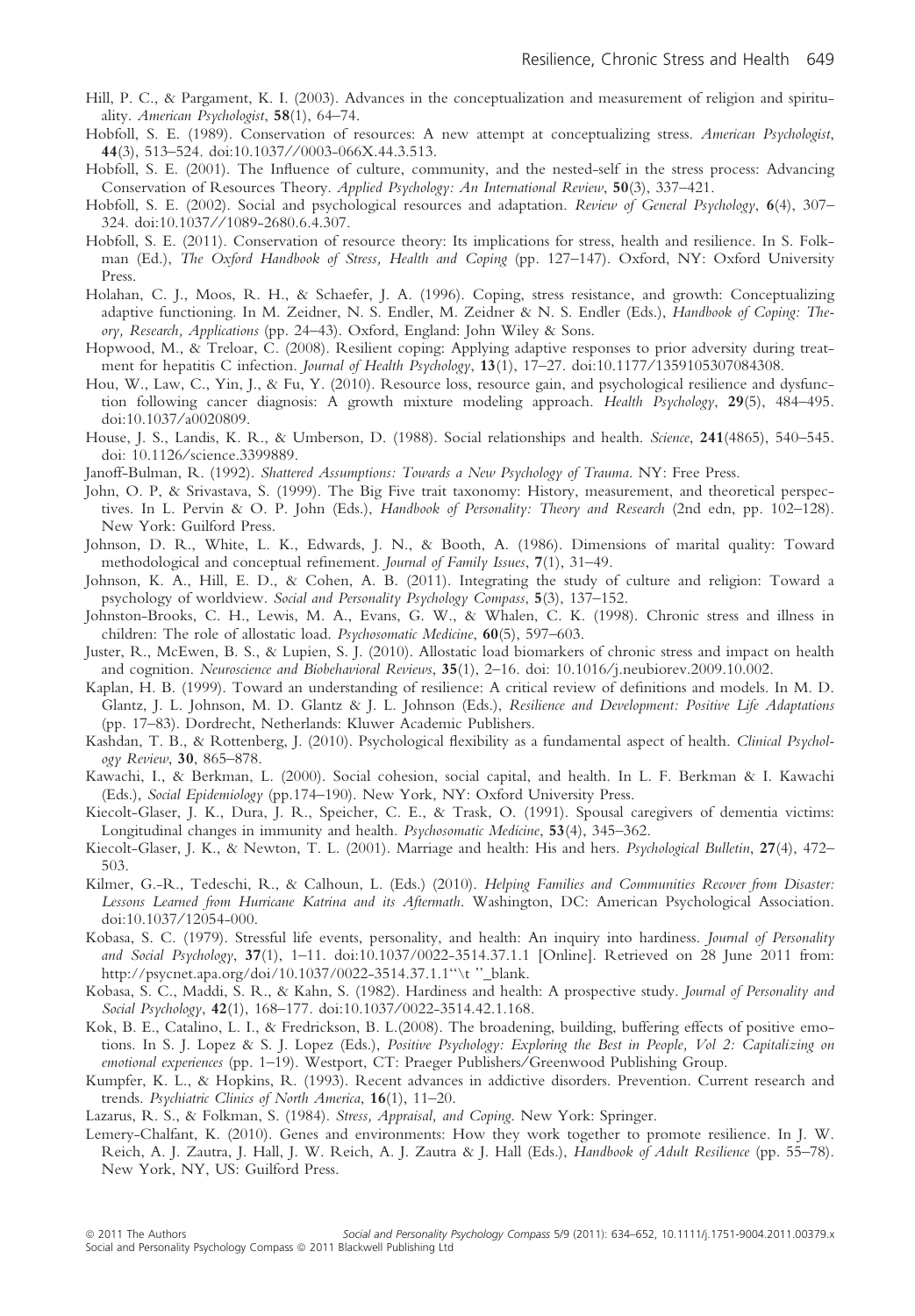Hill, P. C., & Pargament, K. I. (2003). Advances in the conceptualization and measurement of religion and spirituality. *American Psychologist*, **58**(1), 64–74.

Hobfoll, S. E. (1989). Conservation of resources: A new attempt at conceptualizing stress. *American Psychologist*, **44**(3), 513–524. doi:10.1037//0003-066X.44.3.513.

Hobfoll, S. E. (2001). The Influence of culture, community, and the nested-self in the stress process: Advancing Conservation of Resources Theory. *Applied Psychology: An International Review*, **50**(3), 337–421.

Hobfoll, S. E. (2002). Social and psychological resources and adaptation. *Review of General Psychology*, **6**(4), 307–324. doi:10.1037//1089-2680.6.4.307.

Hobfoll, S. E. (2011). Conservation of resource theory: Its implications for stress, health and resilience. In S. Folkman (Ed.), *The Oxford Handbook of Stress, Health and Coping* (pp. 127–147). Oxford, NY: Oxford University Press.

Holahan, C. J., Moos, R. H., & Schaefer, J. A. (1996). Coping, stress resistance, and growth: Conceptualizing adaptive functioning. In M. Zeidner, N. S. Endler, M. Zeidner & N. S. Endler (Eds.), *Handbook of Coping: Theory, Research, Applications* (pp. 24–43). Oxford, England: John Wiley & Sons.

Hopwood, M., & Treloar, C. (2008). Resilient coping: Applying adaptive responses to prior adversity during treatment for hepatitis C infection. *Journal of Health Psychology*, **13**(1), 17–27. doi:10.1177/1359105307084308.

Hou, W., Law, C., Yin, J., & Fu, Y. (2010). Resource loss, resource gain, and psychological resilience and dysfunction following cancer diagnosis: A growth mixture modeling approach. *Health Psychology*, **29**(5), 484–495. doi:10.1037/a0020809.

House, J. S., Landis, K. R., & Umberson, D. (1988). Social relationships and health. *Science*, **241**(4865), 540–545. doi: 10.1126/science.3399889.

Janoff-Bulman, R. (1992). *Shattered Assumptions: Towards a New Psychology of Trauma*. NY: Free Press.

John, O. P, & Srivastava, S. (1999). The Big Five trait taxonomy: History, measurement, and theoretical perspectives. In L. Pervin & O. P. John (Eds.), *Handbook of Personality: Theory and Research* (2nd edn, pp. 102–128). New York: Guilford Press.

Johnson, D. R., White, L. K., Edwards, J. N., & Booth, A. (1986). Dimensions of marital quality: Toward methodological and conceptual refinement. *Journal of Family Issues*, **7**(1), 31–49.

Johnson, K. A., Hill, E. D., & Cohen, A. B. (2011). Integrating the study of culture and religion: Toward a psychology of worldview. *Social and Personality Psychology Compass*, **5**(3), 137–152.

Johnston-Brooks, C. H., Lewis, M. A., Evans, G. W., & Whalen, C. K. (1998). Chronic stress and illness in children: The role of allostatic load. *Psychosomatic Medicine*, **60**(5), 597–603.

Juster, R., McEwen, B. S., & Lupien, S. J. (2010). Allostatic load biomarkers of chronic stress and impact on health and cognition. *Neuroscience and Biobehavioral Reviews*, **35**(1), 2–16. doi: 10.1016/j.neubiorev.2009.10.002.

Kaplan, H. B. (1999). Toward an understanding of resilience: A critical review of definitions and models. In M. D. Glantz, J. L. Johnson, M. D. Glantz & J. L. Johnson (Eds.), *Resilience and Development: Positive Life Adaptations* (pp. 17–83). Dordrecht, Netherlands: Kluwer Academic Publishers.

Kashdan, T. B., & Rottenberg, J. (2010). Psychological flexibility as a fundamental aspect of health. *Clinical Psychology Review*, **30**, 865–878.

Kawachi, I., & Berkman, L. (2000). Social cohesion, social capital, and health. In L. F. Berkman & I. Kawachi (Eds.), *Social Epidemiology* (pp.174–190). New York, NY: Oxford University Press.

Kiecolt-Glaser, J. K., Dura, J. R., Speicher, C. E., & Trask, O. (1991). Spousal caregivers of dementia victims: Longitudinal changes in immunity and health. *Psychosomatic Medicine*, **53**(4), 345–362.

Kiecolt-Glaser, J. K., & Newton, T. L. (2001). Marriage and health: His and hers. *Psychological Bulletin*, **27**(4), 472–503.

Kilmer, G.-R., Tedeschi, R., & Calhoun, L. (Eds.) (2010). *Helping Families and Communities Recover from Disaster: Lessons Learned from Hurricane Katrina and its Aftermath*. Washington, DC: American Psychological Association. doi:10.1037/12054-000.

Kobasa, S. C. (1979). Stressful life events, personality, and health: An inquiry into hardiness. *Journal of Personality and Social Psychology*, **37**(1), 1–11. doi:10.1037/0022-3514.37.1.1 [Online]. Retrieved on 28 June 2011 from: http://psycnet.apa.org/doi/10.1037/0022-3514.37.1.1"\t "_blank.

Kobasa, S. C., Maddi, S. R., & Kahn, S. (1982). Hardiness and health: A prospective study. *Journal of Personality and Social Psychology*, **42**(1), 168–177. doi:10.1037/0022-3514.42.1.168.

Kok, B. E., Catalino, L. I., & Fredrickson, B. L.(2008). The broadening, building, buffering effects of positive emotions. In S. J. Lopez & S. J. Lopez (Eds.), *Positive Psychology: Exploring the Best in People, Vol 2: Capitalizing on emotional experiences* (pp. 1–19). Westport, CT: Praeger Publishers/Greenwood Publishing Group.

Kumpfer, K. L., & Hopkins, R. (1993). Recent advances in addictive disorders. Prevention. Current research and trends. *Psychiatric Clinics of North America*, **16**(1), 11–20.

Lazarus, R. S., & Folkman, S. (1984). *Stress, Appraisal, and Coping*. New York: Springer.

Lemery-Chalfant, K. (2010). Genes and environments: How they work together to promote resilience. In J. W. Reich, A. J. Zautra, J. Hall, J. W. Reich, A. J. Zautra & J. Hall (Eds.), *Handbook of Adult Resilience* (pp. 55–78). New York, NY, US: Guilford Press.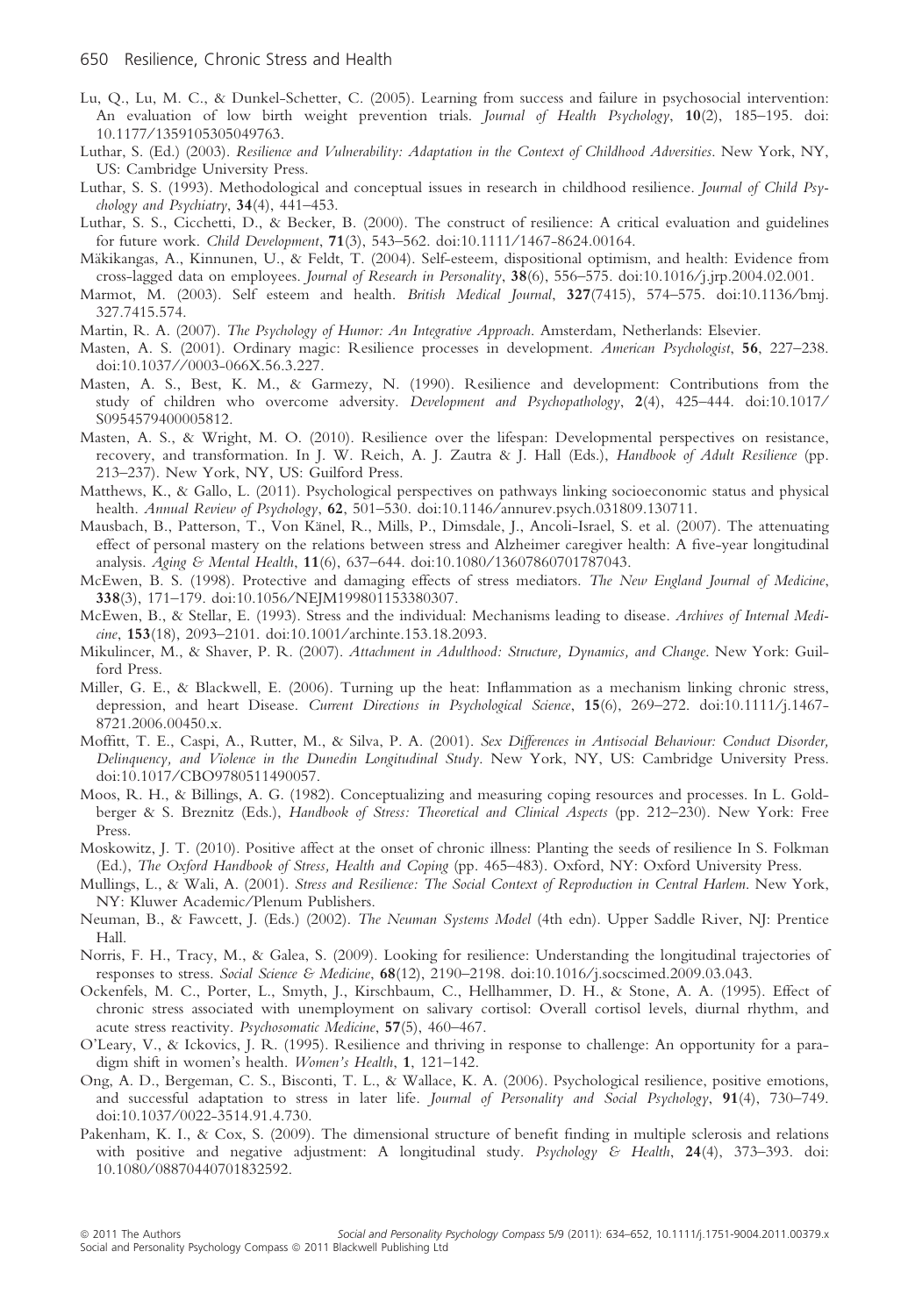Lu, Q., Lu, M. C., & Dunkel-Schetter, C. (2005). Learning from success and failure in psychosocial intervention: An evaluation of low birth weight prevention trials. *Journal of Health Psychology*, **10**(2), 185–195. doi: 10.1177/1359105305049763.

Luthar, S. (Ed.) (2003). *Resilience and Vulnerability: Adaptation in the Context of Childhood Adversities*. New York, NY, US: Cambridge University Press.

Luthar, S. S. (1993). Methodological and conceptual issues in research in childhood resilience. *Journal of Child Psychology and Psychiatry*, **34**(4), 441–453.

Luthar, S. S., Cicchetti, D., & Becker, B. (2000). The construct of resilience: A critical evaluation and guidelines for future work. *Child Development*, **71**(3), 543–562. doi:10.1111/1467-8624.00164.

Mäkikangas, A., Kinnunen, U., & Feldt, T. (2004). Self-esteem, dispositional optimism, and health: Evidence from cross-lagged data on employees. *Journal of Research in Personality*, **38**(6), 556–575. doi:10.1016/j.jrp.2004.02.001.

Marmot, M. (2003). Self esteem and health. *British Medical Journal*, **327**(7415), 574–575. doi:10.1136/bmj.327.7415.574.

Martin, R. A. (2007). *The Psychology of Humor: An Integrative Approach*. Amsterdam, Netherlands: Elsevier.

Masten, A. S. (2001). Ordinary magic: Resilience processes in development. *American Psychologist*, **56**, 227–238. doi:10.1037//0003-066X.56.3.227.

Masten, A. S., Best, K. M., & Garmezy, N. (1990). Resilience and development: Contributions from the study of children who overcome adversity. *Development and Psychopathology*, **2**(4), 425–444. doi:10.1017/S0954579400005812.

Masten, A. S., & Wright, M. O. (2010). Resilience over the lifespan: Developmental perspectives on resistance, recovery, and transformation. In J. W. Reich, A. J. Zautra & J. Hall (Eds.), *Handbook of Adult Resilience* (pp. 213–237). New York, NY, US: Guilford Press.

Matthews, K., & Gallo, L. (2011). Psychological perspectives on pathways linking socioeconomic status and physical health. *Annual Review of Psychology*, **62**, 501–530. doi:10.1146/annurev.psych.031809.130711.

Mausbach, B., Patterson, T., Von Känel, R., Mills, P., Dimsdale, J., Ancoli-Israel, S. et al. (2007). The attenuating effect of personal mastery on the relations between stress and Alzheimer caregiver health: A five-year longitudinal analysis. *Aging & Mental Health*, **11**(6), 637–644. doi:10.1080/13607860701787043.

McEwen, B. S. (1998). Protective and damaging effects of stress mediators. *The New England Journal of Medicine*, **338**(3), 171–179. doi:10.1056/NEJM199801153380307.

McEwen, B., & Stellar, E. (1993). Stress and the individual: Mechanisms leading to disease. *Archives of Internal Medicine*, **153**(18), 2093–2101. doi:10.1001/archinte.153.18.2093.

Mikulincer, M., & Shaver, P. R. (2007). *Attachment in Adulthood: Structure, Dynamics, and Change*. New York: Guilford Press.

Miller, G. E., & Blackwell, E. (2006). Turning up the heat: Inflammation as a mechanism linking chronic stress, depression, and heart Disease. *Current Directions in Psychological Science*, **15**(6), 269–272. doi:10.1111/j.1467-8721.2006.00450.x.

Moffitt, T. E., Caspi, A., Rutter, M., & Silva, P. A. (2001). *Sex Differences in Antisocial Behaviour: Conduct Disorder, Delinquency, and Violence in the Dunedin Longitudinal Study*. New York, NY, US: Cambridge University Press. doi:10.1017/CBO9780511490057.

Moos, R. H., & Billings, A. G. (1982). Conceptualizing and measuring coping resources and processes. In L. Goldberger & S. Breznitz (Eds.), *Handbook of Stress: Theoretical and Clinical Aspects* (pp. 212–230). New York: Free Press.

Moskowitz, J. T. (2010). Positive affect at the onset of chronic illness: Planting the seeds of resilience In S. Folkman (Ed.), *The Oxford Handbook of Stress, Health and Coping* (pp. 465–483). Oxford, NY: Oxford University Press.

Mullings, L., & Wali, A. (2001). *Stress and Resilience: The Social Context of Reproduction in Central Harlem*. New York, NY: Kluwer Academic/Plenum Publishers.

Neuman, B., & Fawcett, J. (Eds.) (2002). *The Neuman Systems Model* (4th edn). Upper Saddle River, NJ: Prentice Hall.

Norris, F. H., Tracy, M., & Galea, S. (2009). Looking for resilience: Understanding the longitudinal trajectories of responses to stress. *Social Science & Medicine*, **68**(12), 2190–2198. doi:10.1016/j.socscimed.2009.03.043.

Ockenfels, M. C., Porter, L., Smyth, J., Kirschbaum, C., Hellhammer, D. H., & Stone, A. A. (1995). Effect of chronic stress associated with unemployment on salivary cortisol: Overall cortisol levels, diurnal rhythm, and acute stress reactivity. *Psychosomatic Medicine*, **57**(5), 460–467.

O'Leary, V., & Ickovics, J. R. (1995). Resilience and thriving in response to challenge: An opportunity for a paradigm shift in women's health. *Women's Health*, **1**, 121–142.

Ong, A. D., Bergeman, C. S., Bisconti, T. L., & Wallace, K. A. (2006). Psychological resilience, positive emotions, and successful adaptation to stress in later life. *Journal of Personality and Social Psychology*, **91**(4), 730–749. doi:10.1037/0022-3514.91.4.730.

Pakenham, K. I., & Cox, S. (2009). The dimensional structure of benefit finding in multiple sclerosis and relations with positive and negative adjustment: A longitudinal study. *Psychology & Health*, **24**(4), 373–393. doi: 10.1080/08870440701832592.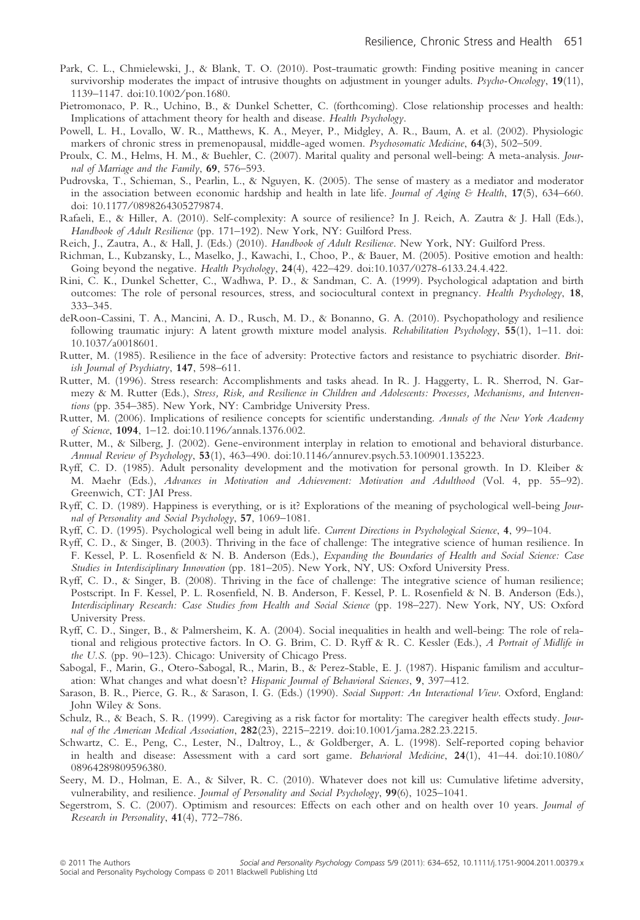Park, C. L., Chmielewski, J., & Blank, T. O. (2010). Post-traumatic growth: Finding positive meaning in cancer survivorship moderates the impact of intrusive thoughts on adjustment in younger adults. *Psycho-Oncology*, **19**(11), 1139–1147. doi:10.1002/pon.1680.

Pietromonaco, P. R., Uchino, B., & Dunkel Schetter, C. (forthcoming). Close relationship processes and health: Implications of attachment theory for health and disease. *Health Psychology*.

Powell, L. H., Lovallo, W. R., Matthews, K. A., Meyer, P., Midgley, A. R., Baum, A. et al. (2002). Physiologic markers of chronic stress in premenopausal, middle-aged women. *Psychosomatic Medicine*, **64**(3), 502–509.

Proulx, C. M., Helms, H. M., & Buehler, C. (2007). Marital quality and personal well-being: A meta-analysis. *Journal of Marriage and the Family*, **69**, 576–593.

Pudrovska, T., Schieman, S., Pearlin, L., & Nguyen, K. (2005). The sense of mastery as a mediator and moderator in the association between economic hardship and health in late life. *Journal of Aging & Health*, **17**(5), 634–660. doi: 10.1177/0898264305279874.

Rafaeli, E., & Hiller, A. (2010). Self-complexity: A source of resilience? In J. Reich, A. Zautra & J. Hall (Eds.), *Handbook of Adult Resilience* (pp. 171–192). New York, NY: Guilford Press.

Reich, J., Zautra, A., & Hall, J. (Eds.) (2010). *Handbook of Adult Resilience*. New York, NY: Guilford Press.

Richman, L., Kubzansky, L., Maselko, J., Kawachi, I., Choo, P., & Bauer, M. (2005). Positive emotion and health: Going beyond the negative. *Health Psychology*, **24**(4), 422–429. doi:10.1037/0278-6133.24.4.422.

Rini, C. K., Dunkel Schetter, C., Wadhwa, P. D., & Sandman, C. A. (1999). Psychological adaptation and birth outcomes: The role of personal resources, stress, and sociocultural context in pregnancy. *Health Psychology*, **18**, 333–345.

deRoon-Cassini, T. A., Mancini, A. D., Rusch, M. D., & Bonanno, G. A. (2010). Psychopathology and resilience following traumatic injury: A latent growth mixture model analysis. *Rehabilitation Psychology*, **55**(1), 1–11. doi: 10.1037/a0018601.

Rutter, M. (1985). Resilience in the face of adversity: Protective factors and resistance to psychiatric disorder. *British Journal of Psychiatry*, **147**, 598–611.

Rutter, M. (1996). Stress research: Accomplishments and tasks ahead. In R. J. Haggerty, L. R. Sherrod, N. Garmezy & M. Rutter (Eds.), *Stress, Risk, and Resilience in Children and Adolescents: Processes, Mechanisms, and Interventions* (pp. 354–385). New York, NY: Cambridge University Press.

Rutter, M. (2006). Implications of resilience concepts for scientific understanding. *Annals of the New York Academy of Science*, **1094**, 1–12. doi:10.1196/annals.1376.002.

Rutter, M., & Silberg, J. (2002). Gene-environment interplay in relation to emotional and behavioral disturbance. *Annual Review of Psychology*, **53**(1), 463–490. doi:10.1146/annurev.psych.53.100901.135223.

Ryff, C. D. (1985). Adult personality development and the motivation for personal growth. In D. Kleiber & M. Maehr (Eds.), *Advances in Motivation and Achievement: Motivation and Adulthood* (Vol. 4, pp. 55–92). Greenwich, CT: JAI Press.

Ryff, C. D. (1989). Happiness is everything, or is it? Explorations of the meaning of psychological well-being *Journal of Personality and Social Psychology*, **57**, 1069–1081.

Ryff, C. D. (1995). Psychological well being in adult life. *Current Directions in Psychological Science*, **4**, 99–104.

Ryff, C. D., & Singer, B. (2003). Thriving in the face of challenge: The integrative science of human resilience. In F. Kessel, P. L. Rosenfield & N. B. Anderson (Eds.), *Expanding the Boundaries of Health and Social Science: Case Studies in Interdisciplinary Innovation* (pp. 181–205). New York, NY, US: Oxford University Press.

Ryff, C. D., & Singer, B. (2008). Thriving in the face of challenge: The integrative science of human resilience; Postscript. In F. Kessel, P. L. Rosenfield, N. B. Anderson, F. Kessel, P. L. Rosenfield & N. B. Anderson (Eds.), *Interdisciplinary Research: Case Studies from Health and Social Science* (pp. 198–227). New York, NY, US: Oxford University Press.

Ryff, C. D., Singer, B., & Palmersheim, K. A. (2004). Social inequalities in health and well-being: The role of relational and religious protective factors. In O. G. Brim, C. D. Ryff & R. C. Kessler (Eds.), *A Portrait of Midlife in the U.S.* (pp. 90–123). Chicago: University of Chicago Press.

Sabogal, F., Marin, G., Otero-Sabogal, R., Marin, B., & Perez-Stable, E. J. (1987). Hispanic familism and acculturation: What changes and what doesn't? *Hispanic Journal of Behavioral Sciences*, **9**, 397–412.

Sarason, B. R., Pierce, G. R., & Sarason, I. G. (Eds.) (1990). *Social Support: An Interactional View*. Oxford, England: John Wiley & Sons.

Schulz, R., & Beach, S. R. (1999). Caregiving as a risk factor for mortality: The caregiver health effects study. *Journal of the American Medical Association*, **282**(23), 2215–2219. doi:10.1001/jama.282.23.2215.

Schwartz, C. E., Peng, C., Lester, N., Daltroy, L., & Goldberger, A. L. (1998). Self-reported coping behavior in health and disease: Assessment with a card sort game. *Behavioral Medicine*, **24**(1), 41–44. doi:10.1080/08964289809596380.

Seery, M. D., Holman, E. A., & Silver, R. C. (2010). Whatever does not kill us: Cumulative lifetime adversity, vulnerability, and resilience. *Journal of Personality and Social Psychology*, **99**(6), 1025–1041.

Segerstrom, S. C. (2007). Optimism and resources: Effects on each other and on health over 10 years. *Journal of Research in Personality*, **41**(4), 772–786.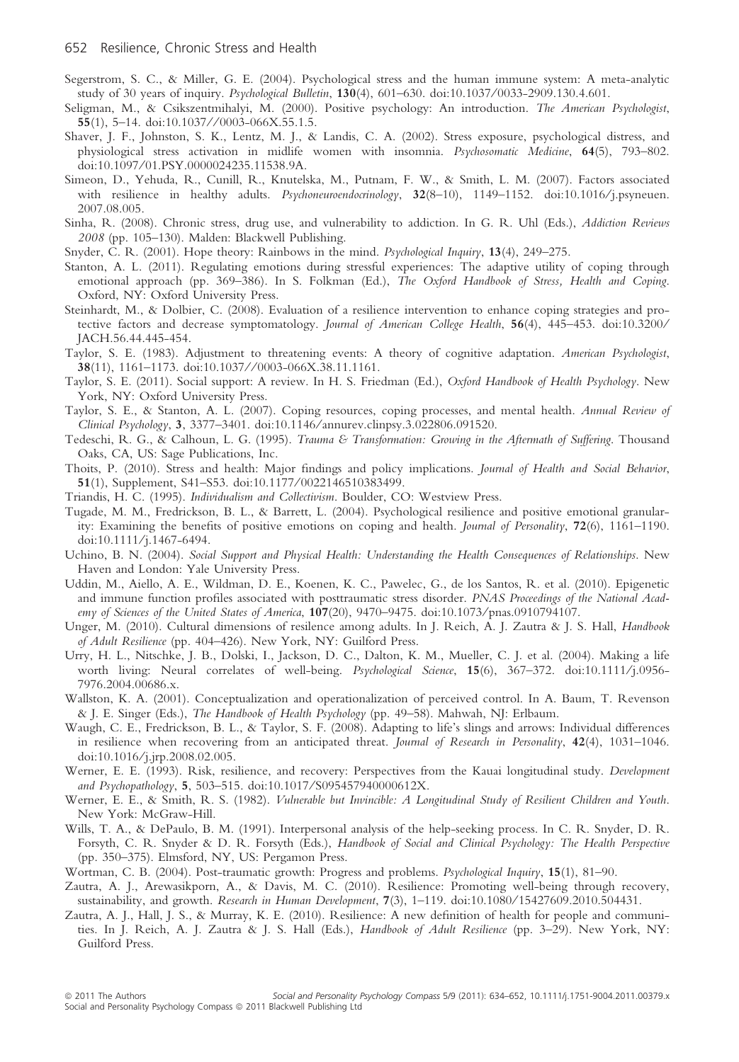Segerstrom, S. C., & Miller, G. E. (2004). Psychological stress and the human immune system: A meta-analytic study of 30 years of inquiry. *Psychological Bulletin*, **130**(4), 601–630. doi:10.1037/0033-2909.130.4.601.

Seligman, M., & Csikszentmihalyi, M. (2000). Positive psychology: An introduction. *The American Psychologist*, **55**(1), 5–14. doi:10.1037//0003-066X.55.1.5.

Shaver, J. F., Johnston, S. K., Lentz, M. J., & Landis, C. A. (2002). Stress exposure, psychological distress, and physiological stress activation in midlife women with insomnia. *Psychosomatic Medicine*, **64**(5), 793–802. doi:10.1097/01.PSY.0000024235.11538.9A.

Simeon, D., Yehuda, R., Cunill, R., Knutelska, M., Putnam, F. W., & Smith, L. M. (2007). Factors associated with resilience in healthy adults. *Psychoneuroendocrinology*, **32**(8–10), 1149–1152. doi:10.1016/j.psyneuen.2007.08.005.

Sinha, R. (2008). Chronic stress, drug use, and vulnerability to addiction. In G. R. Uhl (Eds.), *Addiction Reviews 2008* (pp. 105–130). Malden: Blackwell Publishing.

Snyder, C. R. (2001). Hope theory: Rainbows in the mind. *Psychological Inquiry*, **13**(4), 249–275.

Stanton, A. L. (2011). Regulating emotions during stressful experiences: The adaptive utility of coping through emotional approach (pp. 369–386). In S. Folkman (Ed.), *The Oxford Handbook of Stress, Health and Coping*. Oxford, NY: Oxford University Press.

Steinhardt, M., & Dolbier, C. (2008). Evaluation of a resilience intervention to enhance coping strategies and protective factors and decrease symptomatology. *Journal of American College Health*, **56**(4), 445–453. doi:10.3200/JACH.56.44.445-454.

Taylor, S. E. (1983). Adjustment to threatening events: A theory of cognitive adaptation. *American Psychologist*, **38**(11), 1161–1173. doi:10.1037//0003-066X.38.11.1161.

Taylor, S. E. (2011). Social support: A review. In H. S. Friedman (Ed.), *Oxford Handbook of Health Psychology*. New York, NY: Oxford University Press.

Taylor, S. E., & Stanton, A. L. (2007). Coping resources, coping processes, and mental health. *Annual Review of Clinical Psychology*, **3**, 3377–3401. doi:10.1146/annurev.clinpsy.3.022806.091520.

Tedeschi, R. G., & Calhoun, L. G. (1995). *Trauma & Transformation: Growing in the Aftermath of Suffering*. Thousand Oaks, CA, US: Sage Publications, Inc.

Thoits, P. (2010). Stress and health: Major findings and policy implications. *Journal of Health and Social Behavior*, **51**(1), Supplement, S41–S53. doi:10.1177/0022146510383499.

Triandis, H. C. (1995). *Individualism and Collectivism*. Boulder, CO: Westview Press.

Tugade, M. M., Fredrickson, B. L., & Barrett, L. (2004). Psychological resilience and positive emotional granularity: Examining the benefits of positive emotions on coping and health. *Journal of Personality*, **72**(6), 1161–1190. doi:10.1111/j.1467-6494.

Uchino, B. N. (2004). *Social Support and Physical Health: Understanding the Health Consequences of Relationships*. New Haven and London: Yale University Press.

Uddin, M., Aiello, A. E., Wildman, D. E., Koenen, K. C., Pawelec, G., de los Santos, R. et al. (2010). Epigenetic and immune function profiles associated with posttraumatic stress disorder. *PNAS Proceedings of the National Academy of Sciences of the United States of America*, **107**(20), 9470–9475. doi:10.1073/pnas.0910794107.

Unger, M. (2010). Cultural dimensions of resilience among adults. In J. Reich, A. J. Zautra & J. S. Hall, *Handbook of Adult Resilience* (pp. 404–426). New York, NY: Guilford Press.

Urry, H. L., Nitschke, J. B., Dolski, I., Jackson, D. C., Dalton, K. M., Mueller, C. J. et al. (2004). Making a life worth living: Neural correlates of well-being. *Psychological Science*, **15**(6), 367–372. doi:10.1111/j.0956-7976.2004.00686.x.

Wallston, K. A. (2001). Conceptualization and operationalization of perceived control. In A. Baum, T. Revenson & J. E. Singer (Eds.), *The Handbook of Health Psychology* (pp. 49–58). Mahwah, NJ: Erlbaum.

Waugh, C. E., Fredrickson, B. L., & Taylor, S. F. (2008). Adapting to life's slings and arrows: Individual differences in resilience when recovering from an anticipated threat. *Journal of Research in Personality*, **42**(4), 1031–1046. doi:10.1016/j.jrp.2008.02.005.

Werner, E. E. (1993). Risk, resilience, and recovery: Perspectives from the Kauai longitudinal study. *Development and Psychopathology*, **5**, 503–515. doi:10.1017/S095457940000612X.

Werner, E. E., & Smith, R. S. (1982). *Vulnerable but Invincible: A Longitudinal Study of Resilient Children and Youth*. New York: McGraw-Hill.

Wills, T. A., & DePaulo, B. M. (1991). Interpersonal analysis of the help-seeking process. In C. R. Snyder, D. R. Forsyth, C. R. Snyder & D. R. Forsyth (Eds.), *Handbook of Social and Clinical Psychology: The Health Perspective* (pp. 350–375). Elmsford, NY, US: Pergamon Press.

Wortman, C. B. (2004). Post-traumatic growth: Progress and problems. *Psychological Inquiry*, **15**(1), 81–90.

Zautra, A. J., Arewasikporn, A., & Davis, M. C. (2010). Resilience: Promoting well-being through recovery, sustainability, and growth. *Research in Human Development*, **7**(3), 1–119. doi:10.1080/15427609.2010.504431.

Zautra, A. J., Hall, J. S., & Murray, K. E. (2010). Resilience: A new definition of health for people and communities. In J. Reich, A. J. Zautra & J. S. Hall (Eds.), *Handbook of Adult Resilience* (pp. 3–29). New York, NY: Guilford Press.